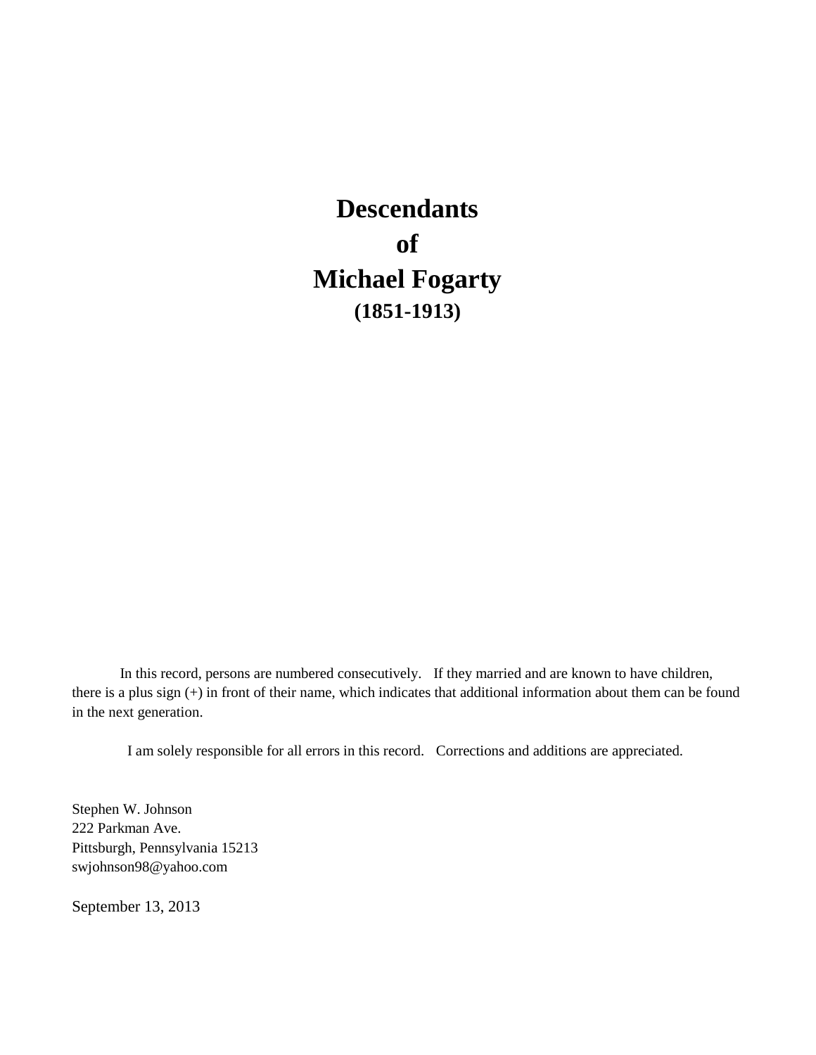# Descendants
# of
# Michael Fogarty
### (1851-1913)

In this record, persons are numbered consecutively. If they married and are known to have children, there is a plus sign (+) in front of their name, which indicates that additional information about them can be found in the next generation.

I am solely responsible for all errors in this record. Corrections and additions are appreciated.

Stephen W. Johnson
222 Parkman Ave.
Pittsburgh, Pennsylvania 15213
swjohnson98@yahoo.com

September 13, 2013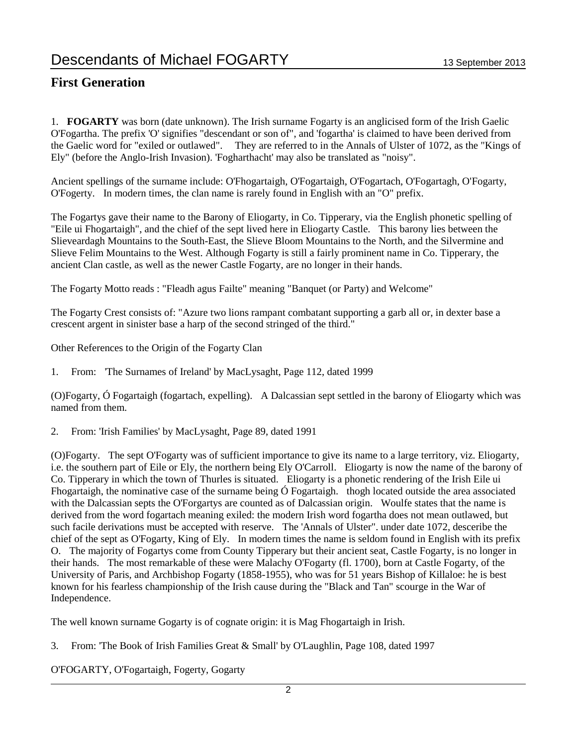## First Generation

1. **FOGARTY** was born (date unknown). The Irish surname Fogarty is an anglicised form of the Irish Gaelic O'Fogartha. The prefix 'O' signifies "descendant or son of", and 'fogartha' is claimed to have been derived from the Gaelic word for "exiled or outlawed". They are referred to in the Annals of Ulster of 1072, as the "Kings of Ely" (before the Anglo-Irish Invasion). 'Fogharthacht' may also be translated as "noisy".

Ancient spellings of the surname include: O'Fhogartaigh, O'Fogartaigh, O'Fogartach, O'Fogartagh, O'Fogarty, O'Fogerty. In modern times, the clan name is rarely found in English with an "O" prefix.

The Fogartys gave their name to the Barony of Eliogarty, in Co. Tipperary, via the English phonetic spelling of "Eile ui Fhogartaigh", and the chief of the sept lived here in Eliogarty Castle. This barony lies between the Slieveardagh Mountains to the South-East, the Slieve Bloom Mountains to the North, and the Silvermine and Slieve Felim Mountains to the West. Although Fogarty is still a fairly prominent name in Co. Tipperary, the ancient Clan castle, as well as the newer Castle Fogarty, are no longer in their hands.

The Fogarty Motto reads : "Fleadh agus Failte" meaning "Banquet (or Party) and Welcome"

The Fogarty Crest consists of: "Azure two lions rampant combatant supporting a garb all or, in dexter base a crescent argent in sinister base a harp of the second stringed of the third."

Other References to the Origin of the Fogarty Clan

1. From: 'The Surnames of Ireland' by MacLysaght, Page 112, dated 1999

(O)Fogarty, Ó Fogartaigh (fogartach, expelling). A Dalcassian sept settled in the barony of Eliogarty which was named from them.

2. From: 'Irish Families' by MacLysaght, Page 89, dated 1991

(O)Fogarty. The sept O'Fogarty was of sufficient importance to give its name to a large territory, viz. Eliogarty, i.e. the southern part of Eile or Ely, the northern being Ely O'Carroll. Eliogarty is now the name of the barony of Co. Tipperary in which the town of Thurles is situated. Eliogarty is a phonetic rendering of the Irish Eile ui Fhogartaigh, the nominative case of the surname being Ó Fogartaigh. thogh located outside the area associated with the Dalcassian septs the O'Forgartys are counted as of Dalcassian origin. Woulfe states that the name is derived from the word fogartach meaning exiled: the modern Irish word fogartha does not mean outlawed, but such facile derivations must be accepted with reserve. The 'Annals of Ulster". under date 1072, desceribe the chief of the sept as O'Fogarty, King of Ely. In modern times the name is seldom found in English with its prefix O. The majority of Fogartys come from County Tipperary but their ancient seat, Castle Fogarty, is no longer in their hands. The most remarkable of these were Malachy O'Fogarty (fl. 1700), born at Castle Fogarty, of the University of Paris, and Archbishop Fogarty (1858-1955), who was for 51 years Bishop of Killaloe: he is best known for his fearless championship of the Irish cause during the "Black and Tan" scourge in the War of Independence.

The well known surname Gogarty is of cognate origin: it is Mag Fhogartaigh in Irish.

3. From: 'The Book of Irish Families Great & Small' by O'Laughlin, Page 108, dated 1997

O'FOGARTY, O'Fogartaigh, Fogerty, Gogarty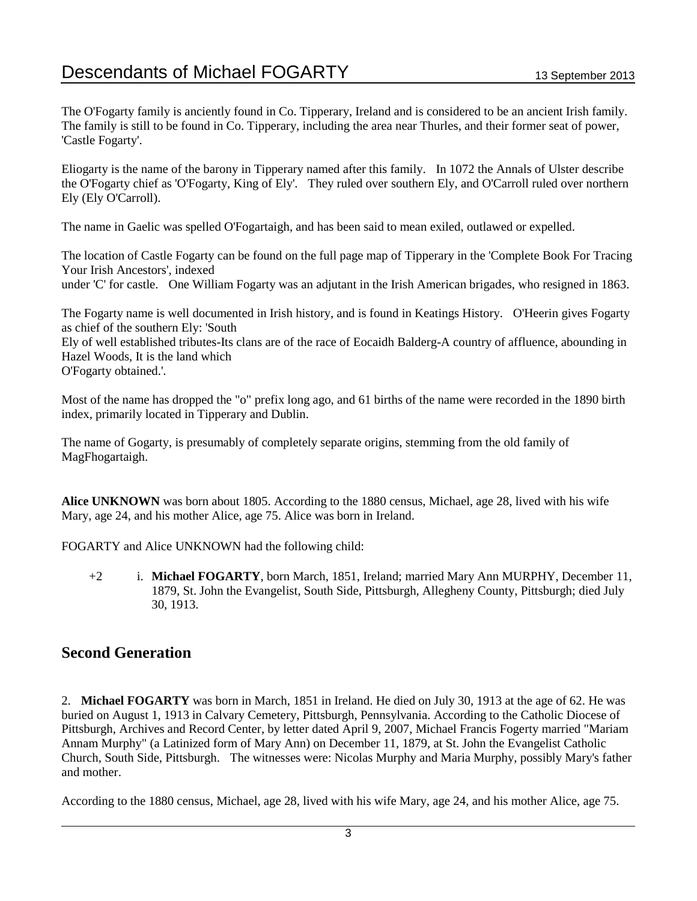The O'Fogarty family is anciently found in Co. Tipperary, Ireland and is considered to be an ancient Irish family. The family is still to be found in Co. Tipperary, including the area near Thurles, and their former seat of power, 'Castle Fogarty'.

Eliogarty is the name of the barony in Tipperary named after this family. In 1072 the Annals of Ulster describe the O'Fogarty chief as 'O'Fogarty, King of Ely'. They ruled over southern Ely, and O'Carroll ruled over northern Ely (Ely O'Carroll).

The name in Gaelic was spelled O'Fogartaigh, and has been said to mean exiled, outlawed or expelled.

The location of Castle Fogarty can be found on the full page map of Tipperary in the 'Complete Book For Tracing Your Irish Ancestors', indexed
under 'C' for castle. One William Fogarty was an adjutant in the Irish American brigades, who resigned in 1863.

The Fogarty name is well documented in Irish history, and is found in Keatings History. O'Heerin gives Fogarty as chief of the southern Ely: 'South
Ely of well established tributes-Its clans are of the race of Eocaidh Balderg-A country of affluence, abounding in Hazel Woods, It is the land which
O'Fogarty obtained.'.

Most of the name has dropped the "o" prefix long ago, and 61 births of the name were recorded in the 1890 birth index, primarily located in Tipperary and Dublin.

The name of Gogarty, is presumably of completely separate origins, stemming from the old family of MagFhogartaigh.

**Alice UNKNOWN** was born about 1805. According to the 1880 census, Michael, age 28, lived with his wife Mary, age 24, and his mother Alice, age 75. Alice was born in Ireland.

FOGARTY and Alice UNKNOWN had the following child:

+2 i. **Michael FOGARTY**, born March, 1851, Ireland; married Mary Ann MURPHY, December 11, 1879, St. John the Evangelist, South Side, Pittsburgh, Allegheny County, Pittsburgh; died July 30, 1913.

## Second Generation

2. **Michael FOGARTY** was born in March, 1851 in Ireland. He died on July 30, 1913 at the age of 62. He was buried on August 1, 1913 in Calvary Cemetery, Pittsburgh, Pennsylvania. According to the Catholic Diocese of Pittsburgh, Archives and Record Center, by letter dated April 9, 2007, Michael Francis Fogerty married "Mariam Annam Murphy" (a Latinized form of Mary Ann) on December 11, 1879, at St. John the Evangelist Catholic Church, South Side, Pittsburgh. The witnesses were: Nicolas Murphy and Maria Murphy, possibly Mary's father and mother.

According to the 1880 census, Michael, age 28, lived with his wife Mary, age 24, and his mother Alice, age 75.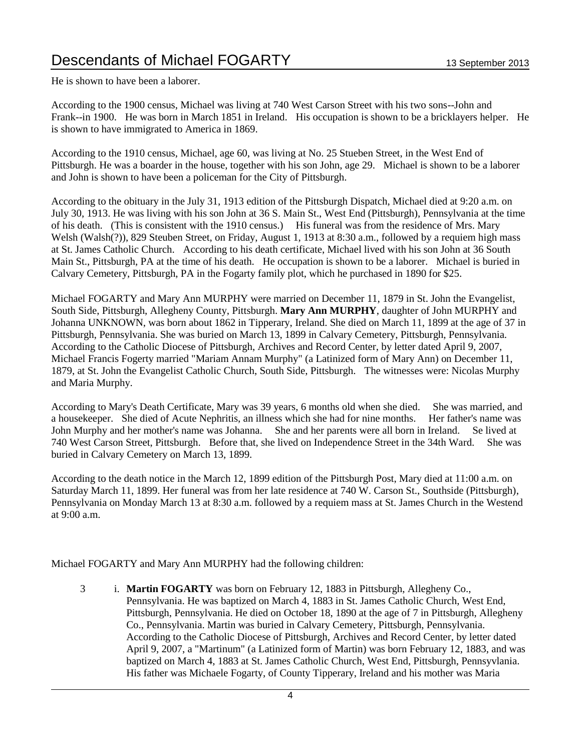He is shown to have been a laborer.

According to the 1900 census, Michael was living at 740 West Carson Street with his two sons--John and Frank--in 1900. He was born in March 1851 in Ireland. His occupation is shown to be a bricklayers helper. He is shown to have immigrated to America in 1869.

According to the 1910 census, Michael, age 60, was living at No. 25 Stueben Street, in the West End of Pittsburgh. He was a boarder in the house, together with his son John, age 29. Michael is shown to be a laborer and John is shown to have been a policeman for the City of Pittsburgh.

According to the obituary in the July 31, 1913 edition of the Pittsburgh Dispatch, Michael died at 9:20 a.m. on July 30, 1913. He was living with his son John at 36 S. Main St., West End (Pittsburgh), Pennsylvania at the time of his death. (This is consistent with the 1910 census.) His funeral was from the residence of Mrs. Mary Welsh (Walsh(?)), 829 Steuben Street, on Friday, August 1, 1913 at 8:30 a.m., followed by a requiem high mass at St. James Catholic Church. According to his death certificate, Michael lived with his son John at 36 South Main St., Pittsburgh, PA at the time of his death. He occupation is shown to be a laborer. Michael is buried in Calvary Cemetery, Pittsburgh, PA in the Fogarty family plot, which he purchased in 1890 for $25.

Michael FOGARTY and Mary Ann MURPHY were married on December 11, 1879 in St. John the Evangelist, South Side, Pittsburgh, Allegheny County, Pittsburgh. **Mary Ann MURPHY**, daughter of John MURPHY and Johanna UNKNOWN, was born about 1862 in Tipperary, Ireland. She died on March 11, 1899 at the age of 37 in Pittsburgh, Pennsylvania. She was buried on March 13, 1899 in Calvary Cemetery, Pittsburgh, Pennsylvania. According to the Catholic Diocese of Pittsburgh, Archives and Record Center, by letter dated April 9, 2007, Michael Francis Fogerty married "Mariam Annam Murphy" (a Latinized form of Mary Ann) on December 11, 1879, at St. John the Evangelist Catholic Church, South Side, Pittsburgh. The witnesses were: Nicolas Murphy and Maria Murphy.

According to Mary's Death Certificate, Mary was 39 years, 6 months old when she died. She was married, and a housekeeper. She died of Acute Nephritis, an illness which she had for nine months. Her father's name was John Murphy and her mother's name was Johanna. She and her parents were all born in Ireland. Se lived at 740 West Carson Street, Pittsburgh. Before that, she lived on Independence Street in the 34th Ward. She was buried in Calvary Cemetery on March 13, 1899.

According to the death notice in the March 12, 1899 edition of the Pittsburgh Post, Mary died at 11:00 a.m. on Saturday March 11, 1899. Her funeral was from her late residence at 740 W. Carson St., Southside (Pittsburgh), Pennsylvania on Monday March 13 at 8:30 a.m. followed by a requiem mass at St. James Church in the Westend at 9:00 a.m.

Michael FOGARTY and Mary Ann MURPHY had the following children:

3 i. **Martin FOGARTY** was born on February 12, 1883 in Pittsburgh, Allegheny Co., Pennsylvania. He was baptized on March 4, 1883 in St. James Catholic Church, West End, Pittsburgh, Pennsylvania. He died on October 18, 1890 at the age of 7 in Pittsburgh, Allegheny Co., Pennsylvania. Martin was buried in Calvary Cemetery, Pittsburgh, Pennsylvania. According to the Catholic Diocese of Pittsburgh, Archives and Record Center, by letter dated April 9, 2007, a "Martinum" (a Latinized form of Martin) was born February 12, 1883, and was baptized on March 4, 1883 at St. James Catholic Church, West End, Pittsburgh, Pennsyvlania. His father was Michaele Fogarty, of County Tipperary, Ireland and his mother was Maria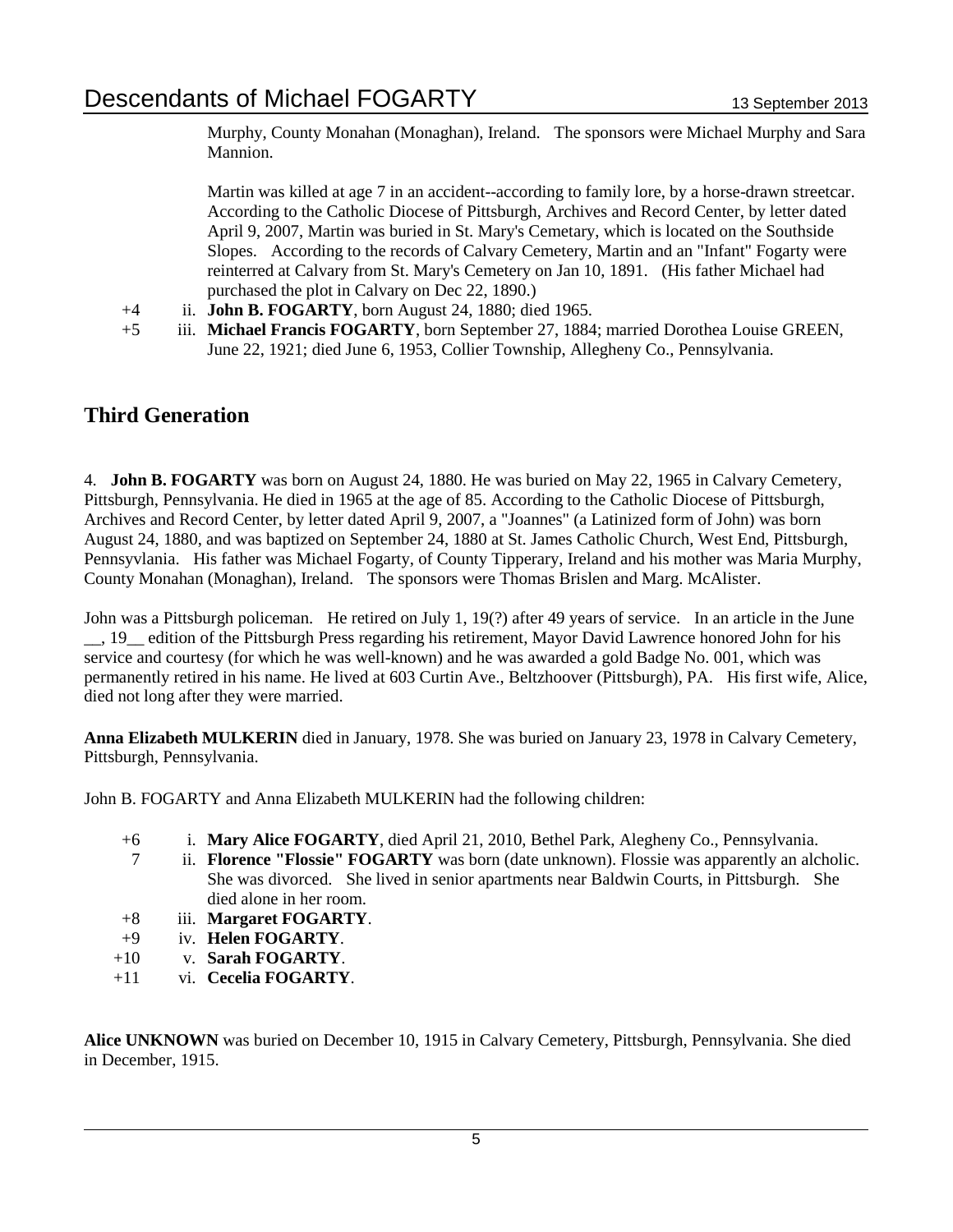Murphy, County Monahan (Monaghan), Ireland. The sponsors were Michael Murphy and Sara Mannion.

Martin was killed at age 7 in an accident--according to family lore, by a horse-drawn streetcar. According to the Catholic Diocese of Pittsburgh, Archives and Record Center, by letter dated April 9, 2007, Martin was buried in St. Mary's Cemetary, which is located on the Southside Slopes. According to the records of Calvary Cemetery, Martin and an "Infant" Fogarty were reinterred at Calvary from St. Mary's Cemetery on Jan 10, 1891. (His father Michael had purchased the plot in Calvary on Dec 22, 1890.)

+4 ii. **John B. FOGARTY**, born August 24, 1880; died 1965.

+5 iii. **Michael Francis FOGARTY**, born September 27, 1884; married Dorothea Louise GREEN, June 22, 1921; died June 6, 1953, Collier Township, Allegheny Co., Pennsylvania.

## Third Generation

4. **John B. FOGARTY** was born on August 24, 1880. He was buried on May 22, 1965 in Calvary Cemetery, Pittsburgh, Pennsylvania. He died in 1965 at the age of 85. According to the Catholic Diocese of Pittsburgh, Archives and Record Center, by letter dated April 9, 2007, a "Joannes" (a Latinized form of John) was born August 24, 1880, and was baptized on September 24, 1880 at St. James Catholic Church, West End, Pittsburgh, Pennsyvlania. His father was Michael Fogarty, of County Tipperary, Ireland and his mother was Maria Murphy, County Monahan (Monaghan), Ireland. The sponsors were Thomas Brislen and Marg. McAlister.

John was a Pittsburgh policeman. He retired on July 1, 19(?) after 49 years of service. In an article in the June __, 19__ edition of the Pittsburgh Press regarding his retirement, Mayor David Lawrence honored John for his service and courtesy (for which he was well-known) and he was awarded a gold Badge No. 001, which was permanently retired in his name. He lived at 603 Curtin Ave., Beltzhoover (Pittsburgh), PA. His first wife, Alice, died not long after they were married.

**Anna Elizabeth MULKERIN** died in January, 1978. She was buried on January 23, 1978 in Calvary Cemetery, Pittsburgh, Pennsylvania.

John B. FOGARTY and Anna Elizabeth MULKERIN had the following children:

+6 i. **Mary Alice FOGARTY**, died April 21, 2010, Bethel Park, Alegheny Co., Pennsylvania.

7 ii. **Florence "Flossie" FOGARTY** was born (date unknown). Flossie was apparently an alcholic. She was divorced. She lived in senior apartments near Baldwin Courts, in Pittsburgh. She died alone in her room.

+8 iii. **Margaret FOGARTY**.

+9 iv. **Helen FOGARTY**.

+10 v. **Sarah FOGARTY**.

+11 vi. **Cecelia FOGARTY**.

**Alice UNKNOWN** was buried on December 10, 1915 in Calvary Cemetery, Pittsburgh, Pennsylvania. She died in December, 1915.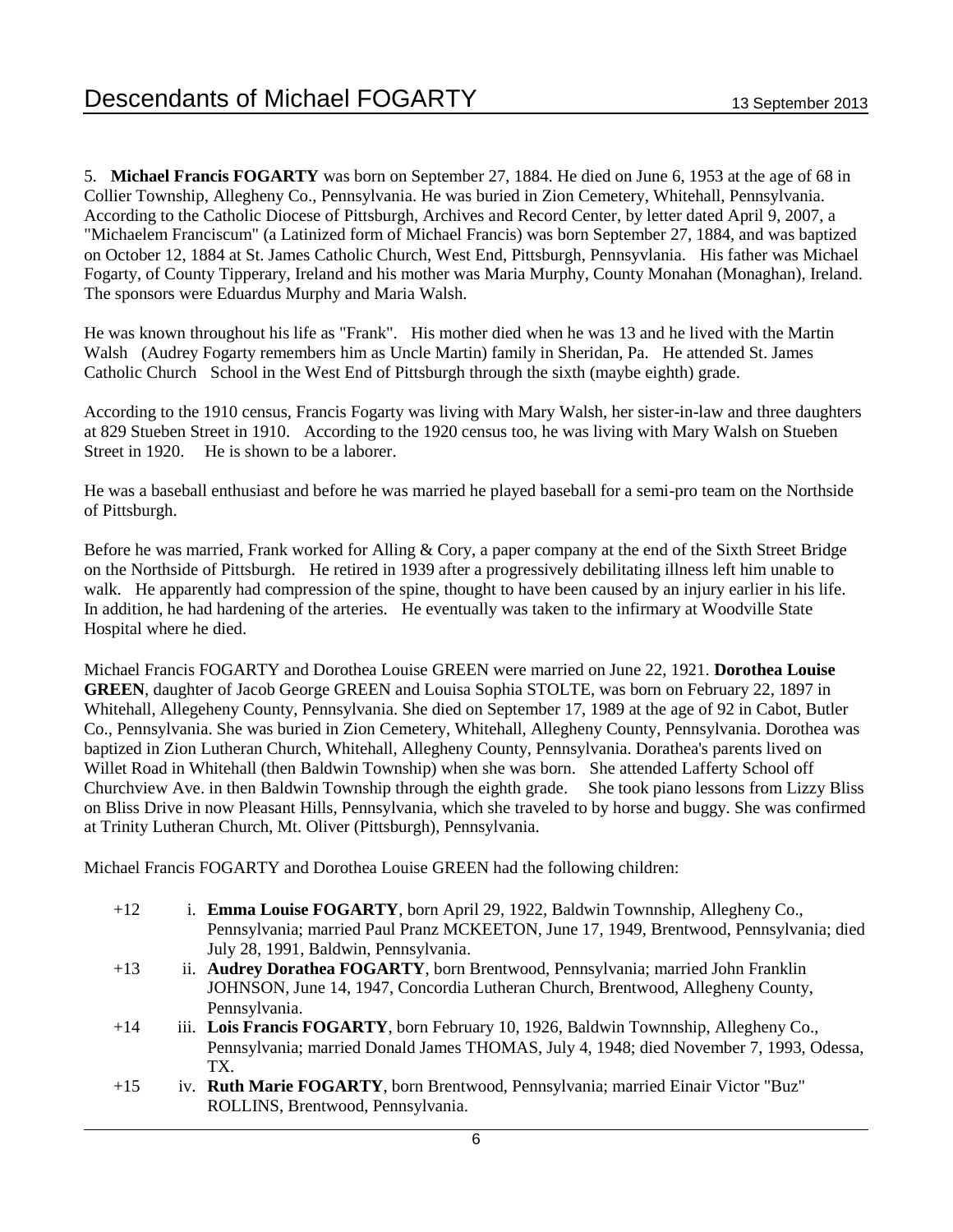5. **Michael Francis FOGARTY** was born on September 27, 1884. He died on June 6, 1953 at the age of 68 in Collier Township, Allegheny Co., Pennsylvania. He was buried in Zion Cemetery, Whitehall, Pennsylvania. According to the Catholic Diocese of Pittsburgh, Archives and Record Center, by letter dated April 9, 2007, a "Michaelem Franciscum" (a Latinized form of Michael Francis) was born September 27, 1884, and was baptized on October 12, 1884 at St. James Catholic Church, West End, Pittsburgh, Pennsyvlania. His father was Michael Fogarty, of County Tipperary, Ireland and his mother was Maria Murphy, County Monahan (Monaghan), Ireland. The sponsors were Eduardus Murphy and Maria Walsh.

He was known throughout his life as "Frank". His mother died when he was 13 and he lived with the Martin Walsh (Audrey Fogarty remembers him as Uncle Martin) family in Sheridan, Pa. He attended St. James Catholic Church School in the West End of Pittsburgh through the sixth (maybe eighth) grade.

According to the 1910 census, Francis Fogarty was living with Mary Walsh, her sister-in-law and three daughters at 829 Stueben Street in 1910. According to the 1920 census too, he was living with Mary Walsh on Stueben Street in 1920. He is shown to be a laborer.

He was a baseball enthusiast and before he was married he played baseball for a semi-pro team on the Northside of Pittsburgh.

Before he was married, Frank worked for Alling & Cory, a paper company at the end of the Sixth Street Bridge on the Northside of Pittsburgh. He retired in 1939 after a progressively debilitating illness left him unable to walk. He apparently had compression of the spine, thought to have been caused by an injury earlier in his life. In addition, he had hardening of the arteries. He eventually was taken to the infirmary at Woodville State Hospital where he died.

Michael Francis FOGARTY and Dorothea Louise GREEN were married on June 22, 1921. **Dorothea Louise GREEN**, daughter of Jacob George GREEN and Louisa Sophia STOLTE, was born on February 22, 1897 in Whitehall, Allegeheny County, Pennsylvania. She died on September 17, 1989 at the age of 92 in Cabot, Butler Co., Pennsylvania. She was buried in Zion Cemetery, Whitehall, Allegheny County, Pennsylvania. Dorothea was baptized in Zion Lutheran Church, Whitehall, Allegheny County, Pennsylvania. Dorathea's parents lived on Willet Road in Whitehall (then Baldwin Township) when she was born. She attended Lafferty School off Churchview Ave. in then Baldwin Township through the eighth grade. She took piano lessons from Lizzy Bliss on Bliss Drive in now Pleasant Hills, Pennsylvania, which she traveled to by horse and buggy. She was confirmed at Trinity Lutheran Church, Mt. Oliver (Pittsburgh), Pennsylvania.

Michael Francis FOGARTY and Dorothea Louise GREEN had the following children:

- +12 i. **Emma Louise FOGARTY**, born April 29, 1922, Baldwin Townnship, Allegheny Co., Pennsylvania; married Paul Pranz MCKEETON, June 17, 1949, Brentwood, Pennsylvania; died July 28, 1991, Baldwin, Pennsylvania.
- +13 ii. **Audrey Dorathea FOGARTY**, born Brentwood, Pennsylvania; married John Franklin JOHNSON, June 14, 1947, Concordia Lutheran Church, Brentwood, Allegheny County, Pennsylvania.
- +14 iii. **Lois Francis FOGARTY**, born February 10, 1926, Baldwin Townnship, Allegheny Co., Pennsylvania; married Donald James THOMAS, July 4, 1948; died November 7, 1993, Odessa, TX.
- +15 iv. **Ruth Marie FOGARTY**, born Brentwood, Pennsylvania; married Einair Victor "Buz" ROLLINS, Brentwood, Pennsylvania.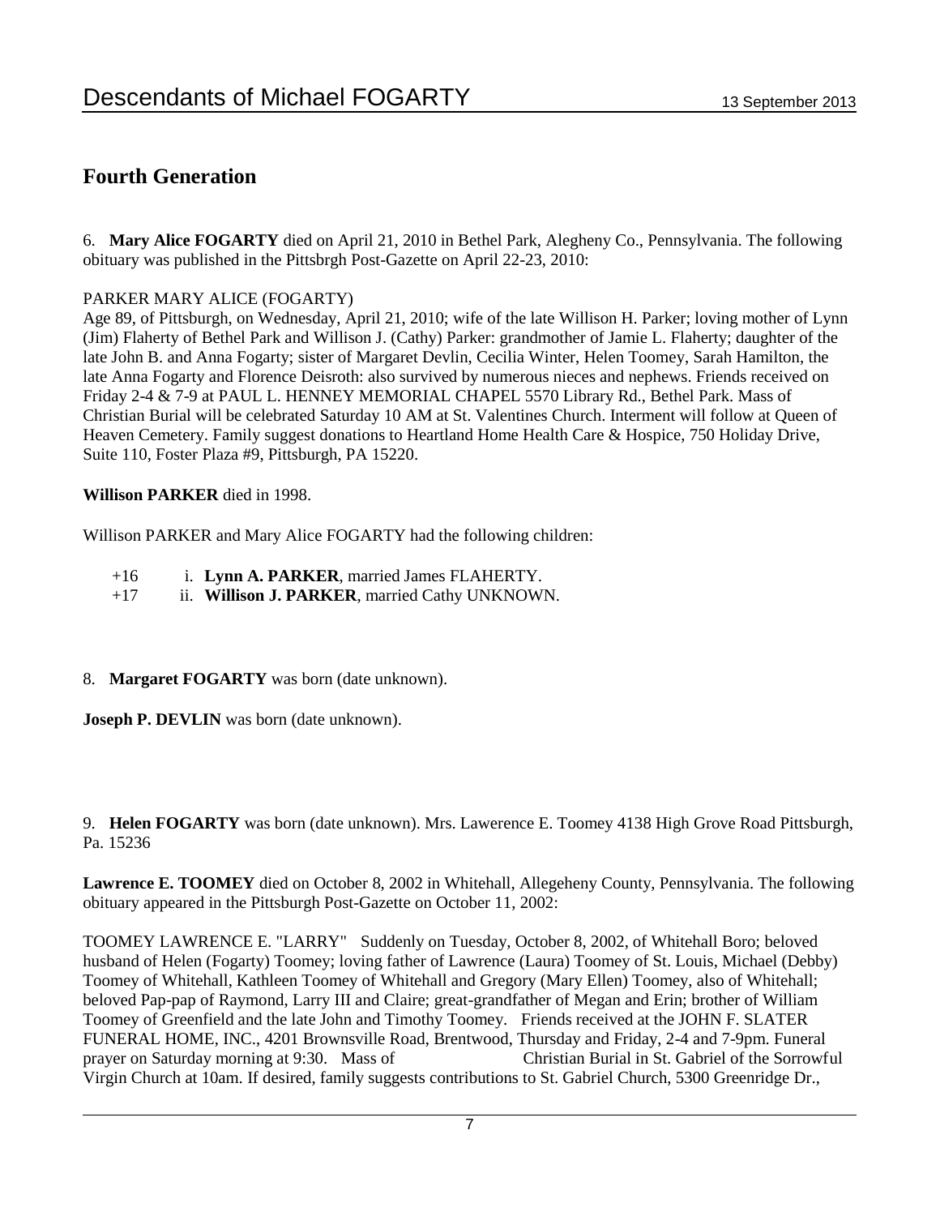## Fourth Generation

6. **Mary Alice FOGARTY** died on April 21, 2010 in Bethel Park, Alegheny Co., Pennsylvania. The following obituary was published in the Pittsbrgh Post-Gazette on April 22-23, 2010:

PARKER MARY ALICE (FOGARTY)
Age 89, of Pittsburgh, on Wednesday, April 21, 2010; wife of the late Willison H. Parker; loving mother of Lynn (Jim) Flaherty of Bethel Park and Willison J. (Cathy) Parker: grandmother of Jamie L. Flaherty; daughter of the late John B. and Anna Fogarty; sister of Margaret Devlin, Cecilia Winter, Helen Toomey, Sarah Hamilton, the late Anna Fogarty and Florence Deisroth: also survived by numerous nieces and nephews. Friends received on Friday 2-4 & 7-9 at PAUL L. HENNEY MEMORIAL CHAPEL 5570 Library Rd., Bethel Park. Mass of Christian Burial will be celebrated Saturday 10 AM at St. Valentines Church. Interment will follow at Queen of Heaven Cemetery. Family suggest donations to Heartland Home Health Care & Hospice, 750 Holiday Drive, Suite 110, Foster Plaza #9, Pittsburgh, PA 15220.

**Willison PARKER** died in 1998.

Willison PARKER and Mary Alice FOGARTY had the following children:

- +16 i. **Lynn A. PARKER**, married James FLAHERTY.
- +17 ii. **Willison J. PARKER**, married Cathy UNKNOWN.

8. **Margaret FOGARTY** was born (date unknown).

**Joseph P. DEVLIN** was born (date unknown).

9. **Helen FOGARTY** was born (date unknown). Mrs. Lawerence E. Toomey 4138 High Grove Road Pittsburgh, Pa. 15236

**Lawrence E. TOOMEY** died on October 8, 2002 in Whitehall, Allegeheny County, Pennsylvania. The following obituary appeared in the Pittsburgh Post-Gazette on October 11, 2002:

TOOMEY LAWRENCE E. "LARRY" Suddenly on Tuesday, October 8, 2002, of Whitehall Boro; beloved husband of Helen (Fogarty) Toomey; loving father of Lawrence (Laura) Toomey of St. Louis, Michael (Debby) Toomey of Whitehall, Kathleen Toomey of Whitehall and Gregory (Mary Ellen) Toomey, also of Whitehall; beloved Pap-pap of Raymond, Larry III and Claire; great-grandfather of Megan and Erin; brother of William Toomey of Greenfield and the late John and Timothy Toomey. Friends received at the JOHN F. SLATER FUNERAL HOME, INC., 4201 Brownsville Road, Brentwood, Thursday and Friday, 2-4 and 7-9pm. Funeral prayer on Saturday morning at 9:30. Mass of Christian Burial in St. Gabriel of the Sorrowful Virgin Church at 10am. If desired, family suggests contributions to St. Gabriel Church, 5300 Greenridge Dr.,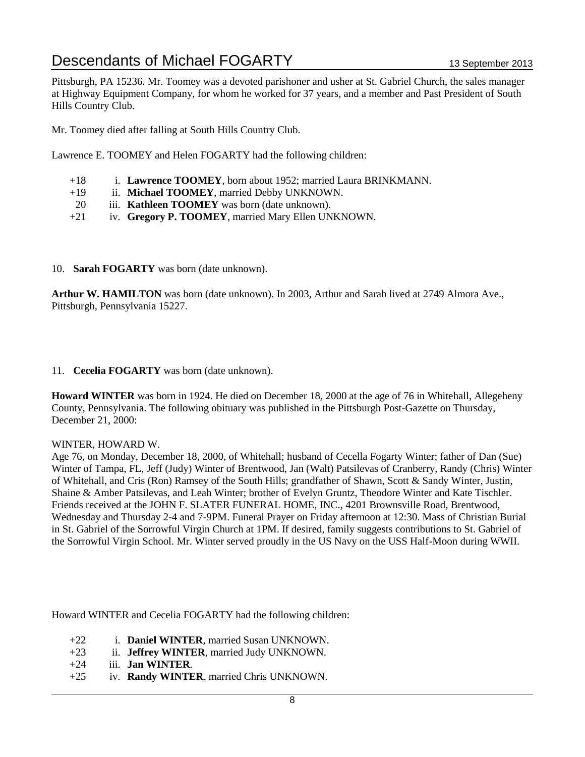Pittsburgh, PA 15236. Mr. Toomey was a devoted parishoner and usher at St. Gabriel Church, the sales manager at Highway Equipment Company, for whom he worked for 37 years, and a member and Past President of South Hills Country Club.

Mr. Toomey died after falling at South Hills Country Club.

Lawrence E. TOOMEY and Helen FOGARTY had the following children:

- +18 i. **Lawrence TOOMEY**, born about 1952; married Laura BRINKMANN.
- +19 ii. **Michael TOOMEY**, married Debby UNKNOWN.
- 20 iii. **Kathleen TOOMEY** was born (date unknown).
- +21 iv. **Gregory P. TOOMEY**, married Mary Ellen UNKNOWN.

10. **Sarah FOGARTY** was born (date unknown).

**Arthur W. HAMILTON** was born (date unknown). In 2003, Arthur and Sarah lived at 2749 Almora Ave., Pittsburgh, Pennsylvania 15227.

11. **Cecelia FOGARTY** was born (date unknown).

**Howard WINTER** was born in 1924. He died on December 18, 2000 at the age of 76 in Whitehall, Allegeheny County, Pennsylvania. The following obituary was published in the Pittsburgh Post-Gazette on Thursday, December 21, 2000:

WINTER, HOWARD W.
Age 76, on Monday, December 18, 2000, of Whitehall; husband of Cecella Fogarty Winter; father of Dan (Sue) Winter of Tampa, FL, Jeff (Judy) Winter of Brentwood, Jan (Walt) Patsilevas of Cranberry, Randy (Chris) Winter of Whitehall, and Cris (Ron) Ramsey of the South Hills; grandfather of Shawn, Scott & Sandy Winter, Justin, Shaine & Amber Patsilevas, and Leah Winter; brother of Evelyn Gruntz, Theodore Winter and Kate Tischler. Friends received at the JOHN F. SLATER FUNERAL HOME, INC., 4201 Brownsville Road, Brentwood, Wednesday and Thursday 2-4 and 7-9PM. Funeral Prayer on Friday afternoon at 12:30. Mass of Christian Burial in St. Gabriel of the Sorrowful Virgin Church at 1PM. If desired, family suggests contributions to St. Gabriel of the Sorrowful Virgin School. Mr. Winter served proudly in the US Navy on the USS Half-Moon during WWII.

Howard WINTER and Cecelia FOGARTY had the following children:

- +22 i. **Daniel WINTER**, married Susan UNKNOWN.
- +23 ii. **Jeffrey WINTER**, married Judy UNKNOWN.
- +24 iii. **Jan WINTER**.
- +25 iv. **Randy WINTER**, married Chris UNKNOWN.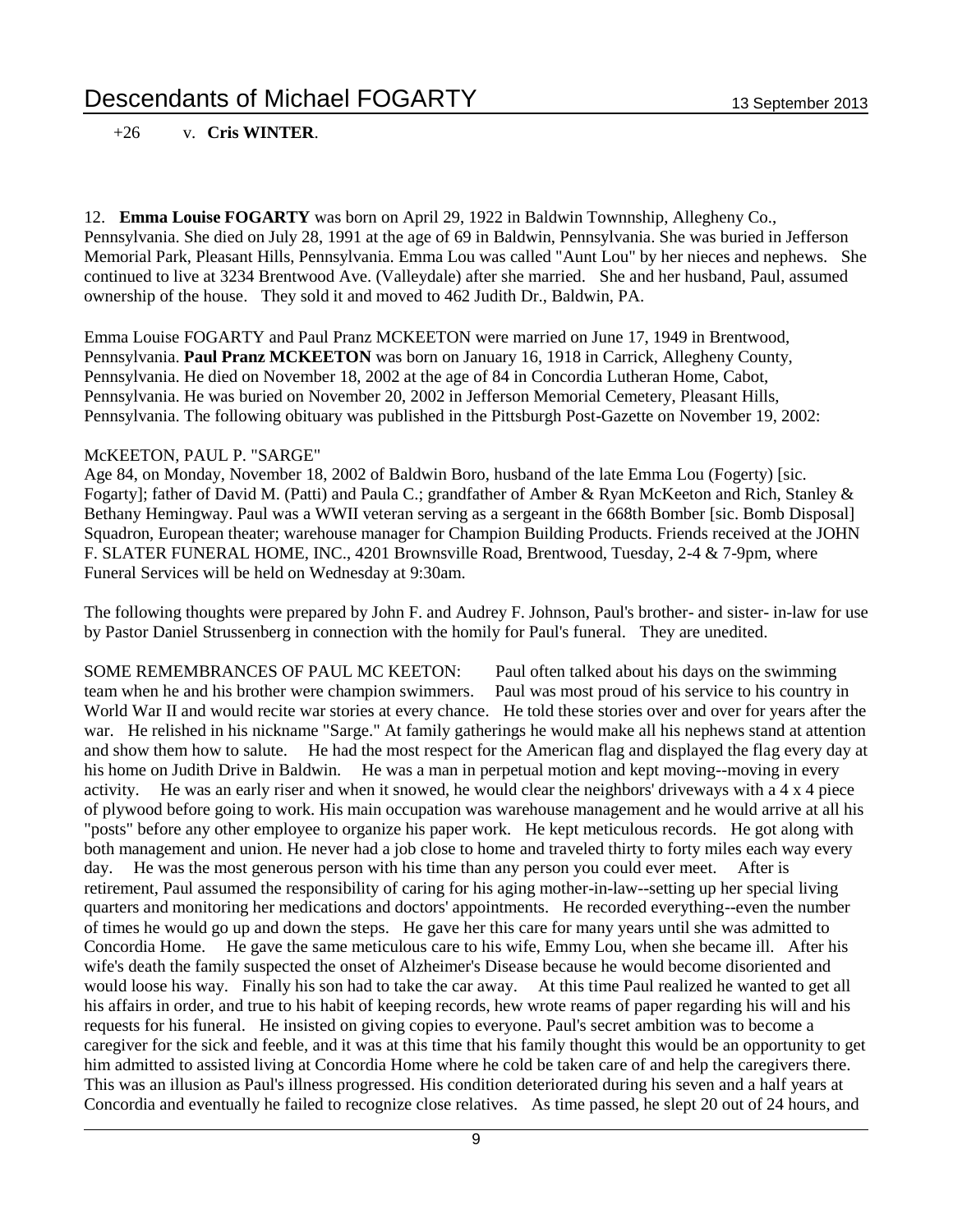+26 v. **Cris WINTER**.

12. **Emma Louise FOGARTY** was born on April 29, 1922 in Baldwin Townnship, Allegheny Co., Pennsylvania. She died on July 28, 1991 at the age of 69 in Baldwin, Pennsylvania. She was buried in Jefferson Memorial Park, Pleasant Hills, Pennsylvania. Emma Lou was called "Aunt Lou" by her nieces and nephews. She continued to live at 3234 Brentwood Ave. (Valleydale) after she married. She and her husband, Paul, assumed ownership of the house. They sold it and moved to 462 Judith Dr., Baldwin, PA.

Emma Louise FOGARTY and Paul Pranz MCKEETON were married on June 17, 1949 in Brentwood, Pennsylvania. **Paul Pranz MCKEETON** was born on January 16, 1918 in Carrick, Allegheny County, Pennsylvania. He died on November 18, 2002 at the age of 84 in Concordia Lutheran Home, Cabot, Pennsylvania. He was buried on November 20, 2002 in Jefferson Memorial Cemetery, Pleasant Hills, Pennsylvania. The following obituary was published in the Pittsburgh Post-Gazette on November 19, 2002:

McKEETON, PAUL P. "SARGE"
Age 84, on Monday, November 18, 2002 of Baldwin Boro, husband of the late Emma Lou (Fogerty) [sic. Fogarty]; father of David M. (Patti) and Paula C.; grandfather of Amber & Ryan McKeeton and Rich, Stanley & Bethany Hemingway. Paul was a WWII veteran serving as a sergeant in the 668th Bomber [sic. Bomb Disposal] Squadron, European theater; warehouse manager for Champion Building Products. Friends received at the JOHN F. SLATER FUNERAL HOME, INC., 4201 Brownsville Road, Brentwood, Tuesday, 2-4 & 7-9pm, where Funeral Services will be held on Wednesday at 9:30am.

The following thoughts were prepared by John F. and Audrey F. Johnson, Paul's brother- and sister- in-law for use by Pastor Daniel Strussenberg in connection with the homily for Paul's funeral. They are unedited.

SOME REMEMBRANCES OF PAUL MC KEETON: Paul often talked about his days on the swimming team when he and his brother were champion swimmers. Paul was most proud of his service to his country in World War II and would recite war stories at every chance. He told these stories over and over for years after the war. He relished in his nickname "Sarge." At family gatherings he would make all his nephews stand at attention and show them how to salute. He had the most respect for the American flag and displayed the flag every day at his home on Judith Drive in Baldwin. He was a man in perpetual motion and kept moving--moving in every activity. He was an early riser and when it snowed, he would clear the neighbors' driveways with a 4 x 4 piece of plywood before going to work. His main occupation was warehouse management and he would arrive at all his "posts" before any other employee to organize his paper work. He kept meticulous records. He got along with both management and union. He never had a job close to home and traveled thirty to forty miles each way every day. He was the most generous person with his time than any person you could ever meet. After is retirement, Paul assumed the responsibility of caring for his aging mother-in-law--setting up her special living quarters and monitoring her medications and doctors' appointments. He recorded everything--even the number of times he would go up and down the steps. He gave her this care for many years until she was admitted to Concordia Home. He gave the same meticulous care to his wife, Emmy Lou, when she became ill. After his wife's death the family suspected the onset of Alzheimer's Disease because he would become disoriented and would loose his way. Finally his son had to take the car away. At this time Paul realized he wanted to get all his affairs in order, and true to his habit of keeping records, hew wrote reams of paper regarding his will and his requests for his funeral. He insisted on giving copies to everyone. Paul's secret ambition was to become a caregiver for the sick and feeble, and it was at this time that his family thought this would be an opportunity to get him admitted to assisted living at Concordia Home where he cold be taken care of and help the caregivers there. This was an illusion as Paul's illness progressed. His condition deteriorated during his seven and a half years at Concordia and eventually he failed to recognize close relatives. As time passed, he slept 20 out of 24 hours, and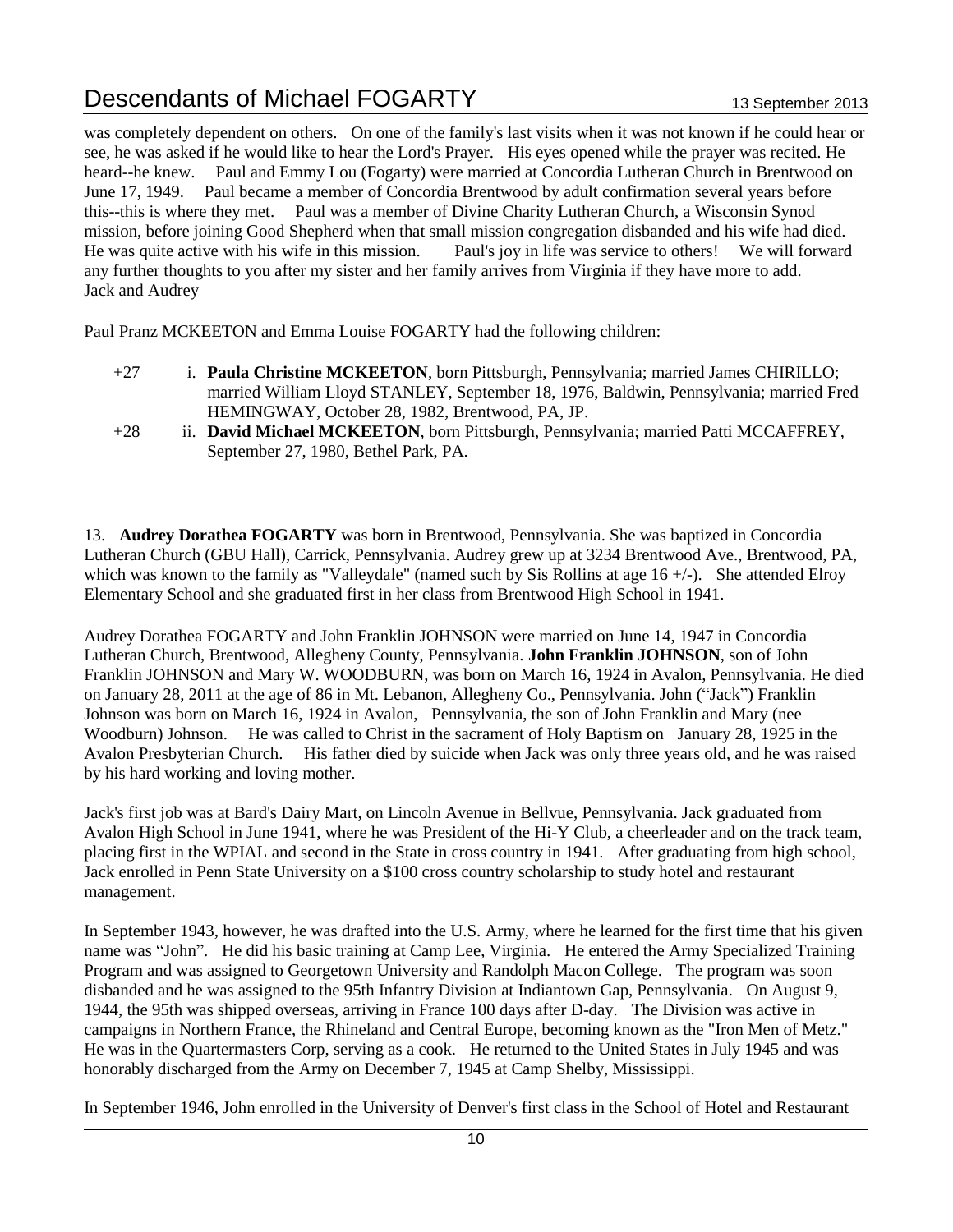was completely dependent on others. On one of the family's last visits when it was not known if he could hear or see, he was asked if he would like to hear the Lord's Prayer. His eyes opened while the prayer was recited. He heard--he knew. Paul and Emmy Lou (Fogarty) were married at Concordia Lutheran Church in Brentwood on June 17, 1949. Paul became a member of Concordia Brentwood by adult confirmation several years before this--this is where they met. Paul was a member of Divine Charity Lutheran Church, a Wisconsin Synod mission, before joining Good Shepherd when that small mission congregation disbanded and his wife had died. He was quite active with his wife in this mission. Paul's joy in life was service to others! We will forward any further thoughts to you after my sister and her family arrives from Virginia if they have more to add.
Jack and Audrey

Paul Pranz MCKEETON and Emma Louise FOGARTY had the following children:

- +27 i. **Paula Christine MCKEETON**, born Pittsburgh, Pennsylvania; married James CHIRILLO; married William Lloyd STANLEY, September 18, 1976, Baldwin, Pennsylvania; married Fred HEMINGWAY, October 28, 1982, Brentwood, PA, JP.
- +28 ii. **David Michael MCKEETON**, born Pittsburgh, Pennsylvania; married Patti MCCAFFREY, September 27, 1980, Bethel Park, PA.

13. **Audrey Dorathea FOGARTY** was born in Brentwood, Pennsylvania. She was baptized in Concordia Lutheran Church (GBU Hall), Carrick, Pennsylvania. Audrey grew up at 3234 Brentwood Ave., Brentwood, PA, which was known to the family as "Valleydale" (named such by Sis Rollins at age 16 +/-). She attended Elroy Elementary School and she graduated first in her class from Brentwood High School in 1941.

Audrey Dorathea FOGARTY and John Franklin JOHNSON were married on June 14, 1947 in Concordia Lutheran Church, Brentwood, Allegheny County, Pennsylvania. **John Franklin JOHNSON**, son of John Franklin JOHNSON and Mary W. WOODBURN, was born on March 16, 1924 in Avalon, Pennsylvania. He died on January 28, 2011 at the age of 86 in Mt. Lebanon, Allegheny Co., Pennsylvania. John ("Jack") Franklin Johnson was born on March 16, 1924 in Avalon, Pennsylvania, the son of John Franklin and Mary (nee Woodburn) Johnson. He was called to Christ in the sacrament of Holy Baptism on January 28, 1925 in the Avalon Presbyterian Church. His father died by suicide when Jack was only three years old, and he was raised by his hard working and loving mother.

Jack's first job was at Bard's Dairy Mart, on Lincoln Avenue in Bellvue, Pennsylvania. Jack graduated from Avalon High School in June 1941, where he was President of the Hi-Y Club, a cheerleader and on the track team, placing first in the WPIAL and second in the State in cross country in 1941. After graduating from high school, Jack enrolled in Penn State University on a $100 cross country scholarship to study hotel and restaurant management.

In September 1943, however, he was drafted into the U.S. Army, where he learned for the first time that his given name was "John". He did his basic training at Camp Lee, Virginia. He entered the Army Specialized Training Program and was assigned to Georgetown University and Randolph Macon College. The program was soon disbanded and he was assigned to the 95th Infantry Division at Indiantown Gap, Pennsylvania. On August 9, 1944, the 95th was shipped overseas, arriving in France 100 days after D-day. The Division was active in campaigns in Northern France, the Rhineland and Central Europe, becoming known as the "Iron Men of Metz." He was in the Quartermasters Corp, serving as a cook. He returned to the United States in July 1945 and was honorably discharged from the Army on December 7, 1945 at Camp Shelby, Mississippi.

In September 1946, John enrolled in the University of Denver's first class in the School of Hotel and Restaurant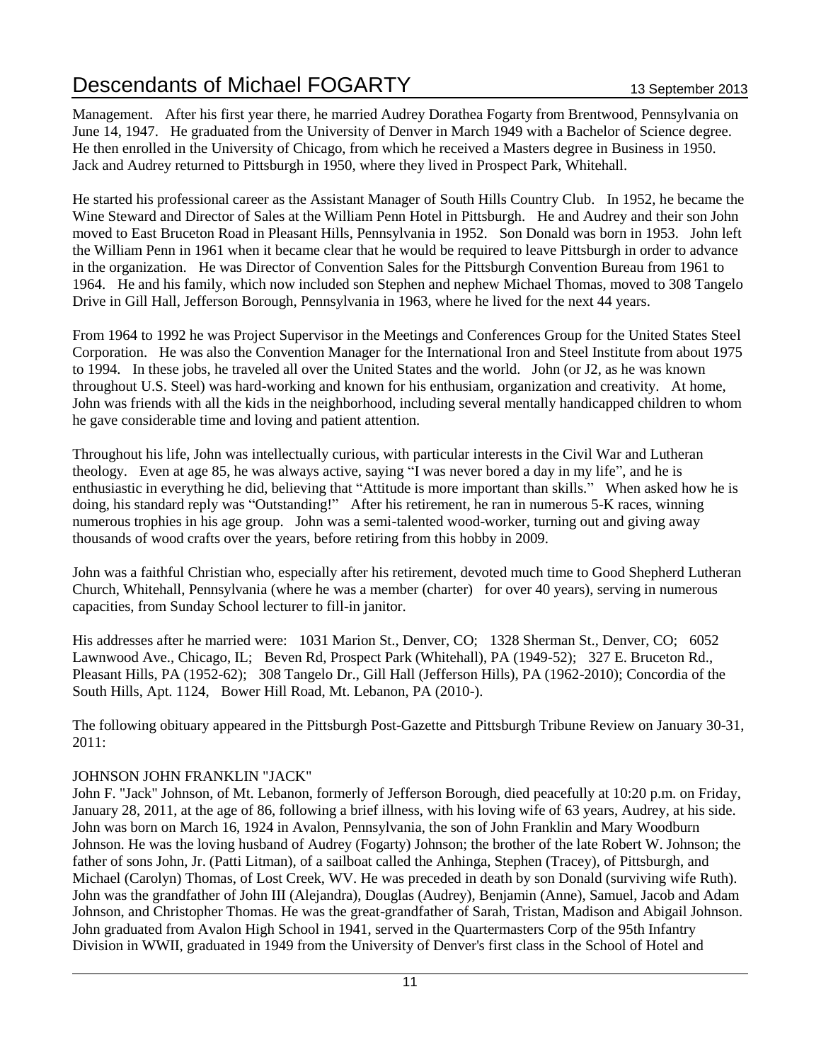Management. After his first year there, he married Audrey Dorathea Fogarty from Brentwood, Pennsylvania on June 14, 1947. He graduated from the University of Denver in March 1949 with a Bachelor of Science degree. He then enrolled in the University of Chicago, from which he received a Masters degree in Business in 1950. Jack and Audrey returned to Pittsburgh in 1950, where they lived in Prospect Park, Whitehall.

He started his professional career as the Assistant Manager of South Hills Country Club. In 1952, he became the Wine Steward and Director of Sales at the William Penn Hotel in Pittsburgh. He and Audrey and their son John moved to East Bruceton Road in Pleasant Hills, Pennsylvania in 1952. Son Donald was born in 1953. John left the William Penn in 1961 when it became clear that he would be required to leave Pittsburgh in order to advance in the organization. He was Director of Convention Sales for the Pittsburgh Convention Bureau from 1961 to 1964. He and his family, which now included son Stephen and nephew Michael Thomas, moved to 308 Tangelo Drive in Gill Hall, Jefferson Borough, Pennsylvania in 1963, where he lived for the next 44 years.

From 1964 to 1992 he was Project Supervisor in the Meetings and Conferences Group for the United States Steel Corporation. He was also the Convention Manager for the International Iron and Steel Institute from about 1975 to 1994. In these jobs, he traveled all over the United States and the world. John (or J2, as he was known throughout U.S. Steel) was hard-working and known for his enthusiam, organization and creativity. At home, John was friends with all the kids in the neighborhood, including several mentally handicapped children to whom he gave considerable time and loving and patient attention.

Throughout his life, John was intellectually curious, with particular interests in the Civil War and Lutheran theology. Even at age 85, he was always active, saying "I was never bored a day in my life", and he is enthusiastic in everything he did, believing that "Attitude is more important than skills." When asked how he is doing, his standard reply was "Outstanding!" After his retirement, he ran in numerous 5-K races, winning numerous trophies in his age group. John was a semi-talented wood-worker, turning out and giving away thousands of wood crafts over the years, before retiring from this hobby in 2009.

John was a faithful Christian who, especially after his retirement, devoted much time to Good Shepherd Lutheran Church, Whitehall, Pennsylvania (where he was a member (charter) for over 40 years), serving in numerous capacities, from Sunday School lecturer to fill-in janitor.

His addresses after he married were: 1031 Marion St., Denver, CO; 1328 Sherman St., Denver, CO; 6052 Lawnwood Ave., Chicago, IL; Beven Rd, Prospect Park (Whitehall), PA (1949-52); 327 E. Bruceton Rd., Pleasant Hills, PA (1952-62); 308 Tangelo Dr., Gill Hall (Jefferson Hills), PA (1962-2010); Concordia of the South Hills, Apt. 1124, Bower Hill Road, Mt. Lebanon, PA (2010-).

The following obituary appeared in the Pittsburgh Post-Gazette and Pittsburgh Tribune Review on January 30-31, 2011:

JOHNSON JOHN FRANKLIN "JACK"

John F. "Jack" Johnson, of Mt. Lebanon, formerly of Jefferson Borough, died peacefully at 10:20 p.m. on Friday, January 28, 2011, at the age of 86, following a brief illness, with his loving wife of 63 years, Audrey, at his side. John was born on March 16, 1924 in Avalon, Pennsylvania, the son of John Franklin and Mary Woodburn Johnson. He was the loving husband of Audrey (Fogarty) Johnson; the brother of the late Robert W. Johnson; the father of sons John, Jr. (Patti Litman), of a sailboat called the Anhinga, Stephen (Tracey), of Pittsburgh, and Michael (Carolyn) Thomas, of Lost Creek, WV. He was preceded in death by son Donald (surviving wife Ruth). John was the grandfather of John III (Alejandra), Douglas (Audrey), Benjamin (Anne), Samuel, Jacob and Adam Johnson, and Christopher Thomas. He was the great-grandfather of Sarah, Tristan, Madison and Abigail Johnson. John graduated from Avalon High School in 1941, served in the Quartermasters Corp of the 95th Infantry Division in WWII, graduated in 1949 from the University of Denver's first class in the School of Hotel and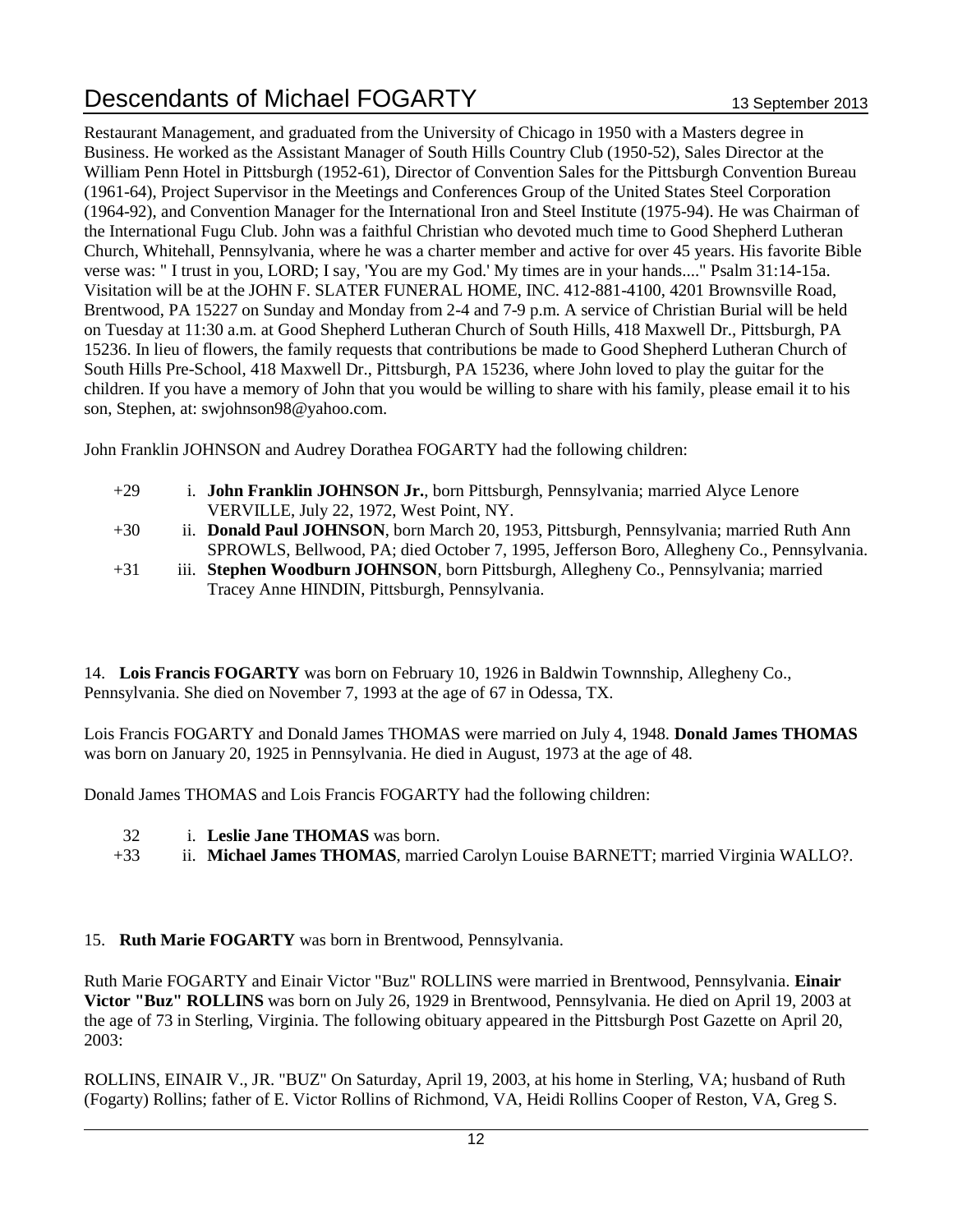Restaurant Management, and graduated from the University of Chicago in 1950 with a Masters degree in Business. He worked as the Assistant Manager of South Hills Country Club (1950-52), Sales Director at the William Penn Hotel in Pittsburgh (1952-61), Director of Convention Sales for the Pittsburgh Convention Bureau (1961-64), Project Supervisor in the Meetings and Conferences Group of the United States Steel Corporation (1964-92), and Convention Manager for the International Iron and Steel Institute (1975-94). He was Chairman of the International Fugu Club. John was a faithful Christian who devoted much time to Good Shepherd Lutheran Church, Whitehall, Pennsylvania, where he was a charter member and active for over 45 years. His favorite Bible verse was: " I trust in you, LORD; I say, 'You are my God.' My times are in your hands...." Psalm 31:14-15a. Visitation will be at the JOHN F. SLATER FUNERAL HOME, INC. 412-881-4100, 4201 Brownsville Road, Brentwood, PA 15227 on Sunday and Monday from 2-4 and 7-9 p.m. A service of Christian Burial will be held on Tuesday at 11:30 a.m. at Good Shepherd Lutheran Church of South Hills, 418 Maxwell Dr., Pittsburgh, PA 15236. In lieu of flowers, the family requests that contributions be made to Good Shepherd Lutheran Church of South Hills Pre-School, 418 Maxwell Dr., Pittsburgh, PA 15236, where John loved to play the guitar for the children. If you have a memory of John that you would be willing to share with his family, please email it to his son, Stephen, at: swjohnson98@yahoo.com.

John Franklin JOHNSON and Audrey Dorathea FOGARTY had the following children:

- +29 i. **John Franklin JOHNSON Jr.**, born Pittsburgh, Pennsylvania; married Alyce Lenore VERVILLE, July 22, 1972, West Point, NY.
- +30 ii. **Donald Paul JOHNSON**, born March 20, 1953, Pittsburgh, Pennsylvania; married Ruth Ann SPROWLS, Bellwood, PA; died October 7, 1995, Jefferson Boro, Allegheny Co., Pennsylvania.
- +31 iii. **Stephen Woodburn JOHNSON**, born Pittsburgh, Allegheny Co., Pennsylvania; married Tracey Anne HINDIN, Pittsburgh, Pennsylvania.

14. **Lois Francis FOGARTY** was born on February 10, 1926 in Baldwin Townnship, Allegheny Co., Pennsylvania. She died on November 7, 1993 at the age of 67 in Odessa, TX.

Lois Francis FOGARTY and Donald James THOMAS were married on July 4, 1948. **Donald James THOMAS** was born on January 20, 1925 in Pennsylvania. He died in August, 1973 at the age of 48.

Donald James THOMAS and Lois Francis FOGARTY had the following children:

- 32 i. **Leslie Jane THOMAS** was born.
- +33 ii. **Michael James THOMAS**, married Carolyn Louise BARNETT; married Virginia WALLO?.

15. **Ruth Marie FOGARTY** was born in Brentwood, Pennsylvania.

Ruth Marie FOGARTY and Einair Victor "Buz" ROLLINS were married in Brentwood, Pennsylvania. **Einair Victor "Buz" ROLLINS** was born on July 26, 1929 in Brentwood, Pennsylvania. He died on April 19, 2003 at the age of 73 in Sterling, Virginia. The following obituary appeared in the Pittsburgh Post Gazette on April 20, 2003:

ROLLINS, EINAIR V., JR. "BUZ" On Saturday, April 19, 2003, at his home in Sterling, VA; husband of Ruth (Fogarty) Rollins; father of E. Victor Rollins of Richmond, VA, Heidi Rollins Cooper of Reston, VA, Greg S.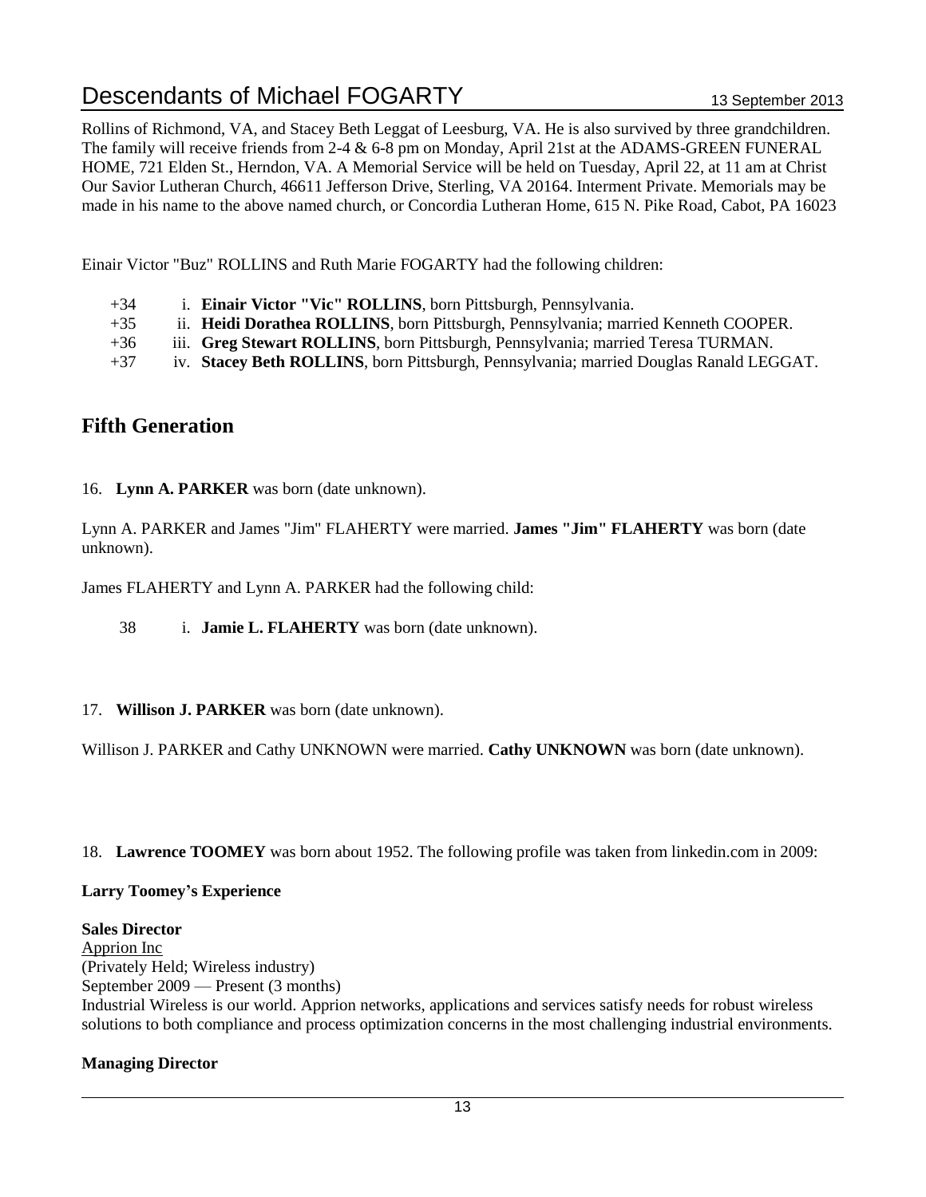Rollins of Richmond, VA, and Stacey Beth Leggat of Leesburg, VA. He is also survived by three grandchildren. The family will receive friends from 2-4 & 6-8 pm on Monday, April 21st at the ADAMS-GREEN FUNERAL HOME, 721 Elden St., Herndon, VA. A Memorial Service will be held on Tuesday, April 22, at 11 am at Christ Our Savior Lutheran Church, 46611 Jefferson Drive, Sterling, VA 20164. Interment Private. Memorials may be made in his name to the above named church, or Concordia Lutheran Home, 615 N. Pike Road, Cabot, PA 16023

Einair Victor "Buz" ROLLINS and Ruth Marie FOGARTY had the following children:

- +34 i. **Einair Victor "Vic" ROLLINS**, born Pittsburgh, Pennsylvania.
- +35 ii. **Heidi Dorathea ROLLINS**, born Pittsburgh, Pennsylvania; married Kenneth COOPER.
- +36 iii. **Greg Stewart ROLLINS**, born Pittsburgh, Pennsylvania; married Teresa TURMAN.
- +37 iv. **Stacey Beth ROLLINS**, born Pittsburgh, Pennsylvania; married Douglas Ranald LEGGAT.

## Fifth Generation

16. **Lynn A. PARKER** was born (date unknown).

Lynn A. PARKER and James "Jim" FLAHERTY were married. **James "Jim" FLAHERTY** was born (date unknown).

James FLAHERTY and Lynn A. PARKER had the following child:

- 38 i. **Jamie L. FLAHERTY** was born (date unknown).

17. **Willison J. PARKER** was born (date unknown).

Willison J. PARKER and Cathy UNKNOWN were married. **Cathy UNKNOWN** was born (date unknown).

18. **Lawrence TOOMEY** was born about 1952. The following profile was taken from linkedin.com in 2009:

**Larry Toomey's Experience**

**Sales Director**
Apprion Inc
(Privately Held; Wireless industry)
September 2009 — Present (3 months)
Industrial Wireless is our world. Apprion networks, applications and services satisfy needs for robust wireless solutions to both compliance and process optimization concerns in the most challenging industrial environments.

**Managing Director**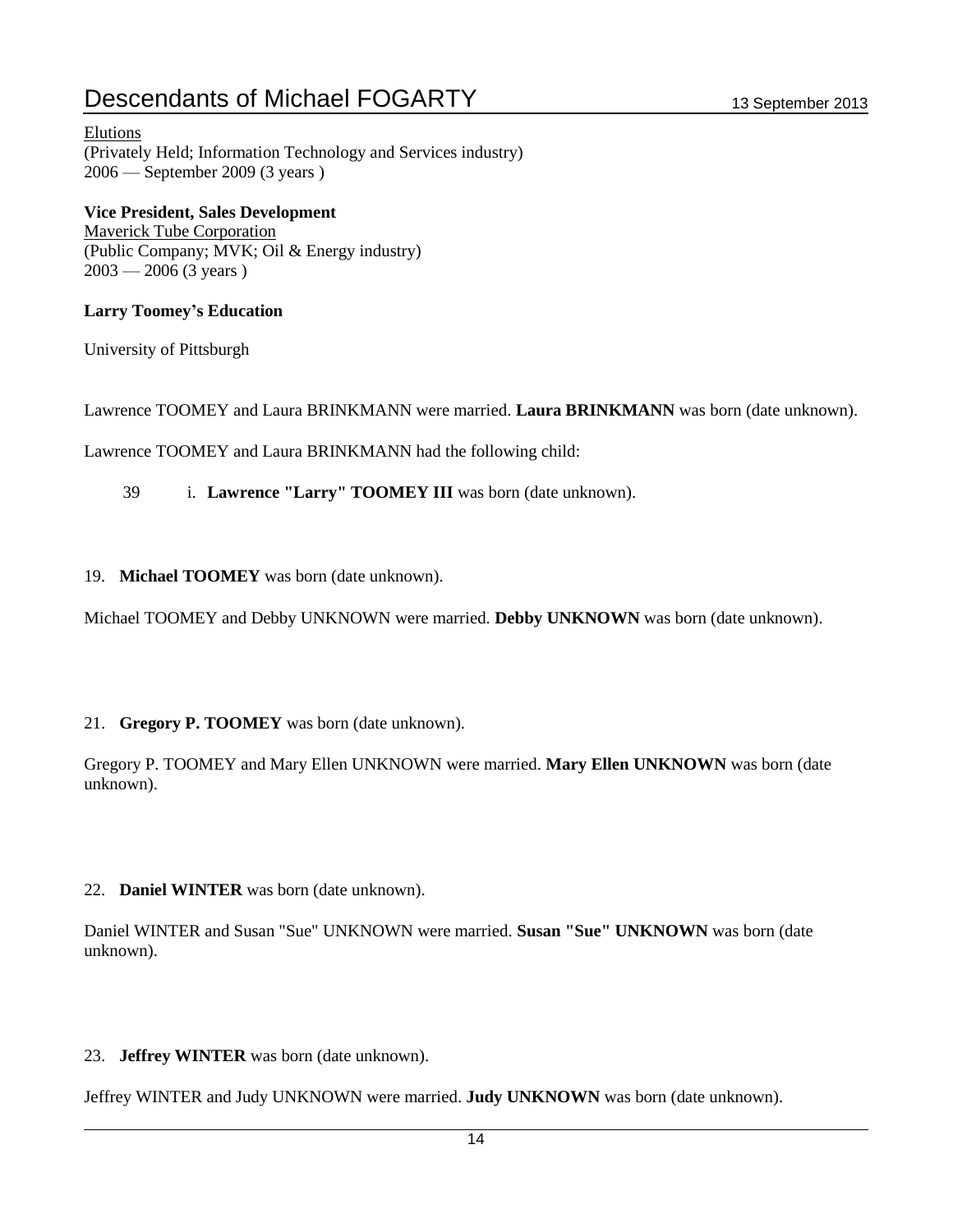Elutions
(Privately Held; Information Technology and Services industry)
2006 — September 2009 (3 years )

**Vice President, Sales Development**
Maverick Tube Corporation
(Public Company; MVK; Oil & Energy industry)
2003 — 2006 (3 years )

**Larry Toomey's Education**

University of Pittsburgh

Lawrence TOOMEY and Laura BRINKMANN were married. **Laura BRINKMANN** was born (date unknown).

Lawrence TOOMEY and Laura BRINKMANN had the following child:

39 i. **Lawrence "Larry" TOOMEY III** was born (date unknown).

19. **Michael TOOMEY** was born (date unknown).

Michael TOOMEY and Debby UNKNOWN were married. **Debby UNKNOWN** was born (date unknown).

21. **Gregory P. TOOMEY** was born (date unknown).

Gregory P. TOOMEY and Mary Ellen UNKNOWN were married. **Mary Ellen UNKNOWN** was born (date unknown).

22. **Daniel WINTER** was born (date unknown).

Daniel WINTER and Susan "Sue" UNKNOWN were married. **Susan "Sue" UNKNOWN** was born (date unknown).

23. **Jeffrey WINTER** was born (date unknown).

Jeffrey WINTER and Judy UNKNOWN were married. **Judy UNKNOWN** was born (date unknown).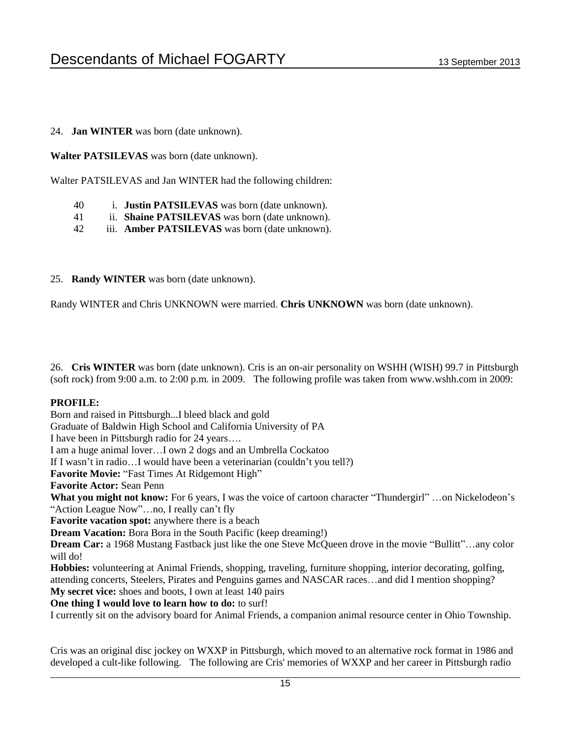24. **Jan WINTER** was born (date unknown).

**Walter PATSILEVAS** was born (date unknown).

Walter PATSILEVAS and Jan WINTER had the following children:

- 40 i. **Justin PATSILEVAS** was born (date unknown).
- 41 ii. **Shaine PATSILEVAS** was born (date unknown).
- 42 iii. **Amber PATSILEVAS** was born (date unknown).

25. **Randy WINTER** was born (date unknown).

Randy WINTER and Chris UNKNOWN were married. **Chris UNKNOWN** was born (date unknown).

26. **Cris WINTER** was born (date unknown). Cris is an on-air personality on WSHH (WISH) 99.7 in Pittsburgh (soft rock) from 9:00 a.m. to 2:00 p.m. in 2009. The following profile was taken from www.wshh.com in 2009:

**PROFILE:**
Born and raised in Pittsburgh...I bleed black and gold
Graduate of Baldwin High School and California University of PA
I have been in Pittsburgh radio for 24 years….
I am a huge animal lover…I own 2 dogs and an Umbrella Cockatoo
If I wasn't in radio…I would have been a veterinarian (couldn't you tell?)
**Favorite Movie:** "Fast Times At Ridgemont High"
**Favorite Actor:** Sean Penn
**What you might not know:** For 6 years, I was the voice of cartoon character "Thundergirl" …on Nickelodeon's "Action League Now"…no, I really can't fly
**Favorite vacation spot:** anywhere there is a beach
**Dream Vacation:** Bora Bora in the South Pacific (keep dreaming!)
**Dream Car:** a 1968 Mustang Fastback just like the one Steve McQueen drove in the movie "Bullitt"…any color will do!
**Hobbies:** volunteering at Animal Friends, shopping, traveling, furniture shopping, interior decorating, golfing, attending concerts, Steelers, Pirates and Penguins games and NASCAR races…and did I mention shopping?
**My secret vice:** shoes and boots, I own at least 140 pairs
**One thing I would love to learn how to do:** to surf!
I currently sit on the advisory board for Animal Friends, a companion animal resource center in Ohio Township.

Cris was an original disc jockey on WXXP in Pittsburgh, which moved to an alternative rock format in 1986 and developed a cult-like following. The following are Cris' memories of WXXP and her career in Pittsburgh radio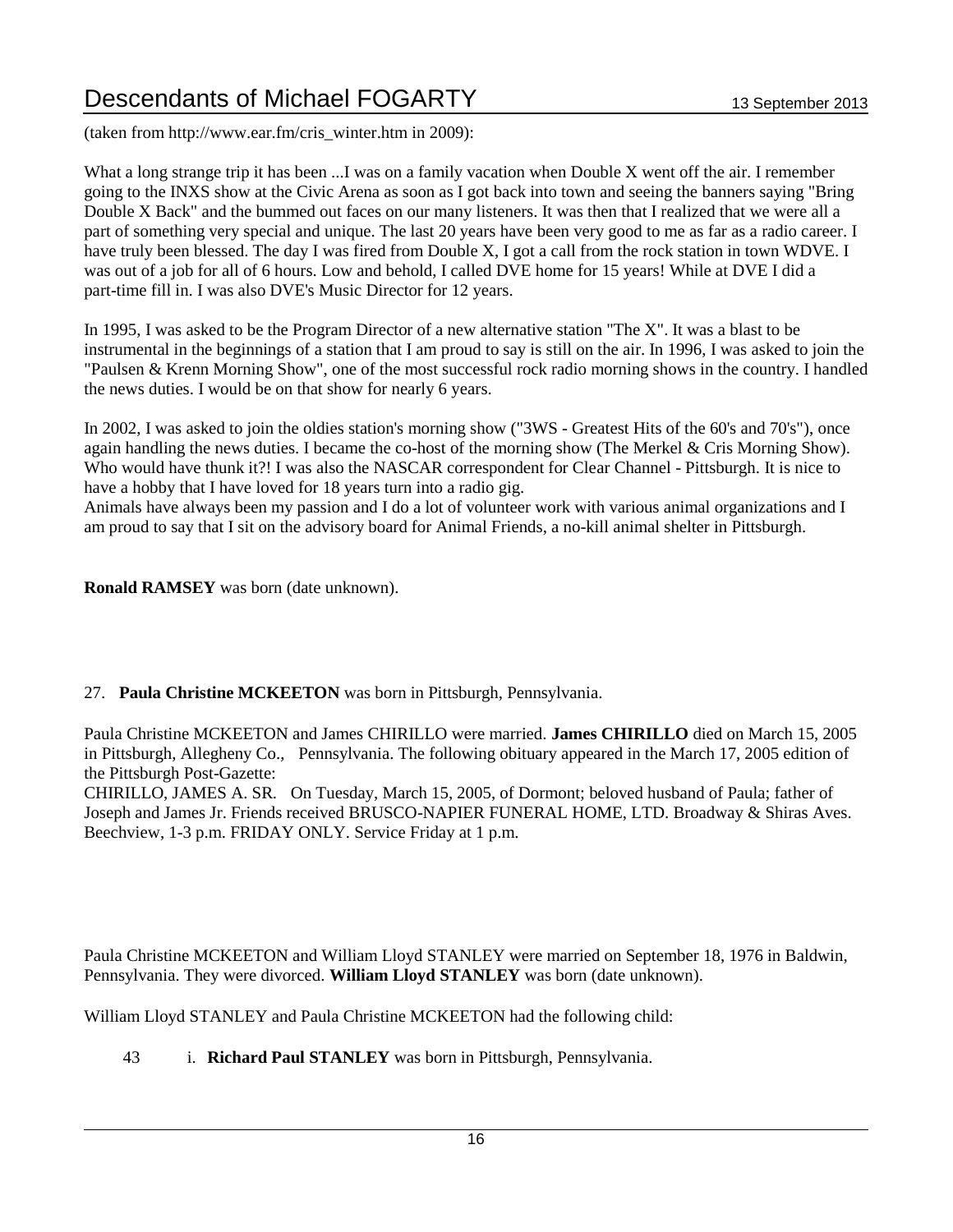(taken from http://www.ear.fm/cris_winter.htm in 2009):

What a long strange trip it has been ...I was on a family vacation when Double X went off the air. I remember going to the INXS show at the Civic Arena as soon as I got back into town and seeing the banners saying "Bring Double X Back" and the bummed out faces on our many listeners. It was then that I realized that we were all a part of something very special and unique. The last 20 years have been very good to me as far as a radio career. I have truly been blessed. The day I was fired from Double X, I got a call from the rock station in town WDVE. I was out of a job for all of 6 hours. Low and behold, I called DVE home for 15 years! While at DVE I did a part-time fill in. I was also DVE's Music Director for 12 years.

In 1995, I was asked to be the Program Director of a new alternative station "The X". It was a blast to be instrumental in the beginnings of a station that I am proud to say is still on the air. In 1996, I was asked to join the "Paulsen & Krenn Morning Show", one of the most successful rock radio morning shows in the country. I handled the news duties. I would be on that show for nearly 6 years.

In 2002, I was asked to join the oldies station's morning show ("3WS - Greatest Hits of the 60's and 70's"), once again handling the news duties. I became the co-host of the morning show (The Merkel & Cris Morning Show). Who would have thunk it?! I was also the NASCAR correspondent for Clear Channel - Pittsburgh. It is nice to have a hobby that I have loved for 18 years turn into a radio gig.
Animals have always been my passion and I do a lot of volunteer work with various animal organizations and I am proud to say that I sit on the advisory board for Animal Friends, a no-kill animal shelter in Pittsburgh.

**Ronald RAMSEY** was born (date unknown).

27. **Paula Christine MCKEETON** was born in Pittsburgh, Pennsylvania.

Paula Christine MCKEETON and James CHIRILLO were married. **James CHIRILLO** died on March 15, 2005 in Pittsburgh, Allegheny Co., Pennsylvania. The following obituary appeared in the March 17, 2005 edition of the Pittsburgh Post-Gazette:
CHIRILLO, JAMES A. SR. On Tuesday, March 15, 2005, of Dormont; beloved husband of Paula; father of Joseph and James Jr. Friends received BRUSCO-NAPIER FUNERAL HOME, LTD. Broadway & Shiras Aves. Beechview, 1-3 p.m. FRIDAY ONLY. Service Friday at 1 p.m.

Paula Christine MCKEETON and William Lloyd STANLEY were married on September 18, 1976 in Baldwin, Pennsylvania. They were divorced. **William Lloyd STANLEY** was born (date unknown).

William Lloyd STANLEY and Paula Christine MCKEETON had the following child:

43 i. **Richard Paul STANLEY** was born in Pittsburgh, Pennsylvania.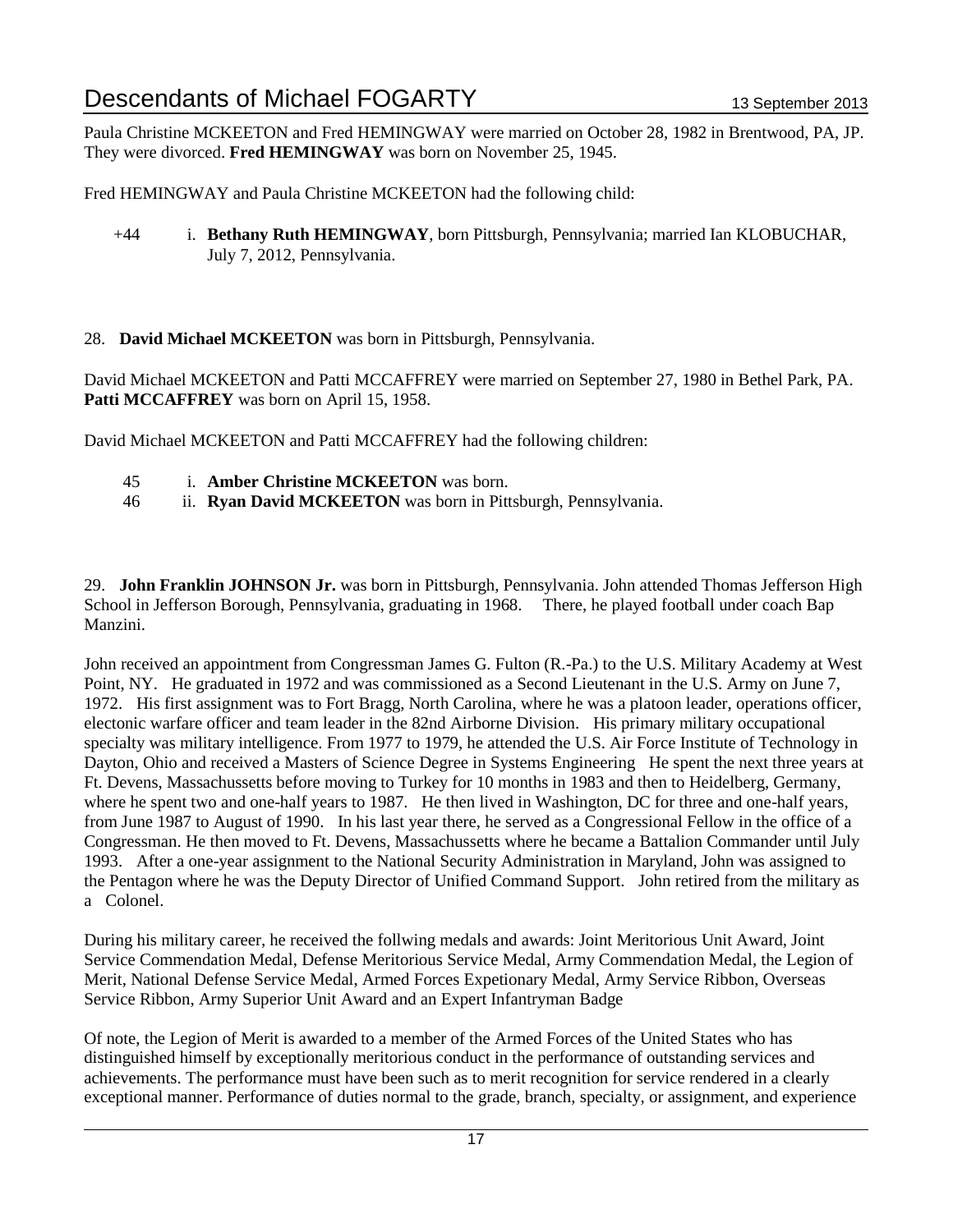Paula Christine MCKEETON and Fred HEMINGWAY were married on October 28, 1982 in Brentwood, PA, JP. They were divorced. **Fred HEMINGWAY** was born on November 25, 1945.

Fred HEMINGWAY and Paula Christine MCKEETON had the following child:

+44 i. **Bethany Ruth HEMINGWAY**, born Pittsburgh, Pennsylvania; married Ian KLOBUCHAR, July 7, 2012, Pennsylvania.

28. **David Michael MCKEETON** was born in Pittsburgh, Pennsylvania.

David Michael MCKEETON and Patti MCCAFFREY were married on September 27, 1980 in Bethel Park, PA. **Patti MCCAFFREY** was born on April 15, 1958.

David Michael MCKEETON and Patti MCCAFFREY had the following children:

45 i. **Amber Christine MCKEETON** was born.
46 ii. **Ryan David MCKEETON** was born in Pittsburgh, Pennsylvania.

29. **John Franklin JOHNSON Jr.** was born in Pittsburgh, Pennsylvania. John attended Thomas Jefferson High School in Jefferson Borough, Pennsylvania, graduating in 1968. There, he played football under coach Bap Manzini.

John received an appointment from Congressman James G. Fulton (R.-Pa.) to the U.S. Military Academy at West Point, NY. He graduated in 1972 and was commissioned as a Second Lieutenant in the U.S. Army on June 7, 1972. His first assignment was to Fort Bragg, North Carolina, where he was a platoon leader, operations officer, electonic warfare officer and team leader in the 82nd Airborne Division. His primary military occupational specialty was military intelligence. From 1977 to 1979, he attended the U.S. Air Force Institute of Technology in Dayton, Ohio and received a Masters of Science Degree in Systems Engineering He spent the next three years at Ft. Devens, Massachussetts before moving to Turkey for 10 months in 1983 and then to Heidelberg, Germany, where he spent two and one-half years to 1987. He then lived in Washington, DC for three and one-half years, from June 1987 to August of 1990. In his last year there, he served as a Congressional Fellow in the office of a Congressman. He then moved to Ft. Devens, Massachussetts where he became a Battalion Commander until July 1993. After a one-year assignment to the National Security Administration in Maryland, John was assigned to the Pentagon where he was the Deputy Director of Unified Command Support. John retired from the military as a Colonel.

During his military career, he received the follwing medals and awards: Joint Meritorious Unit Award, Joint Service Commendation Medal, Defense Meritorious Service Medal, Army Commendation Medal, the Legion of Merit, National Defense Service Medal, Armed Forces Expetionary Medal, Army Service Ribbon, Overseas Service Ribbon, Army Superior Unit Award and an Expert Infantryman Badge

Of note, the Legion of Merit is awarded to a member of the Armed Forces of the United States who has distinguished himself by exceptionally meritorious conduct in the performance of outstanding services and achievements. The performance must have been such as to merit recognition for service rendered in a clearly exceptional manner. Performance of duties normal to the grade, branch, specialty, or assignment, and experience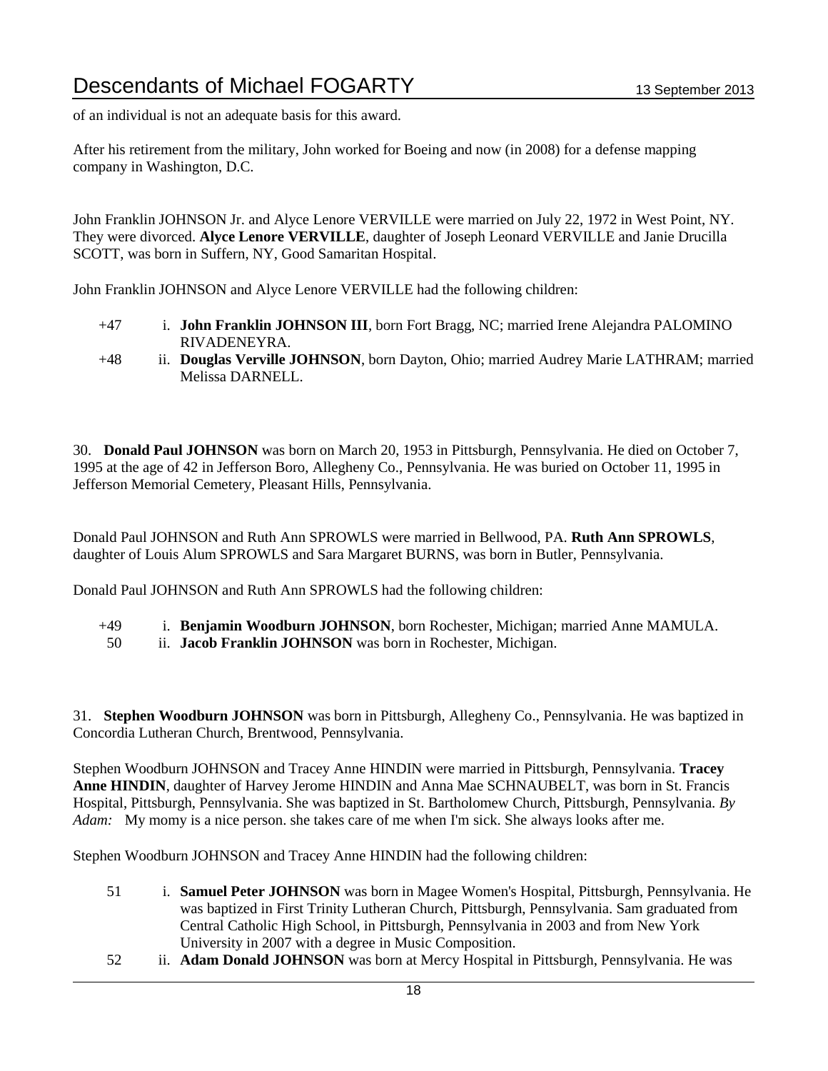of an individual is not an adequate basis for this award.

After his retirement from the military, John worked for Boeing and now (in 2008) for a defense mapping company in Washington, D.C.

John Franklin JOHNSON Jr. and Alyce Lenore VERVILLE were married on July 22, 1972 in West Point, NY. They were divorced. **Alyce Lenore VERVILLE**, daughter of Joseph Leonard VERVILLE and Janie Drucilla SCOTT, was born in Suffern, NY, Good Samaritan Hospital.

John Franklin JOHNSON and Alyce Lenore VERVILLE had the following children:

- +47 i. **John Franklin JOHNSON III**, born Fort Bragg, NC; married Irene Alejandra PALOMINO RIVADENEYRA.
- +48 ii. **Douglas Verville JOHNSON**, born Dayton, Ohio; married Audrey Marie LATHRAM; married Melissa DARNELL.

30. **Donald Paul JOHNSON** was born on March 20, 1953 in Pittsburgh, Pennsylvania. He died on October 7, 1995 at the age of 42 in Jefferson Boro, Allegheny Co., Pennsylvania. He was buried on October 11, 1995 in Jefferson Memorial Cemetery, Pleasant Hills, Pennsylvania.

Donald Paul JOHNSON and Ruth Ann SPROWLS were married in Bellwood, PA. **Ruth Ann SPROWLS**, daughter of Louis Alum SPROWLS and Sara Margaret BURNS, was born in Butler, Pennsylvania.

Donald Paul JOHNSON and Ruth Ann SPROWLS had the following children:

- +49 i. **Benjamin Woodburn JOHNSON**, born Rochester, Michigan; married Anne MAMULA.
- 50 ii. **Jacob Franklin JOHNSON** was born in Rochester, Michigan.

31. **Stephen Woodburn JOHNSON** was born in Pittsburgh, Allegheny Co., Pennsylvania. He was baptized in Concordia Lutheran Church, Brentwood, Pennsylvania.

Stephen Woodburn JOHNSON and Tracey Anne HINDIN were married in Pittsburgh, Pennsylvania. **Tracey Anne HINDIN**, daughter of Harvey Jerome HINDIN and Anna Mae SCHNAUBELT, was born in St. Francis Hospital, Pittsburgh, Pennsylvania. She was baptized in St. Bartholomew Church, Pittsburgh, Pennsylvania. *By Adam:* My momy is a nice person. she takes care of me when I'm sick. She always looks after me.

Stephen Woodburn JOHNSON and Tracey Anne HINDIN had the following children:

- 51 i. **Samuel Peter JOHNSON** was born in Magee Women's Hospital, Pittsburgh, Pennsylvania. He was baptized in First Trinity Lutheran Church, Pittsburgh, Pennsylvania. Sam graduated from Central Catholic High School, in Pittsburgh, Pennsylvania in 2003 and from New York University in 2007 with a degree in Music Composition.
- 52 ii. **Adam Donald JOHNSON** was born at Mercy Hospital in Pittsburgh, Pennsylvania. He was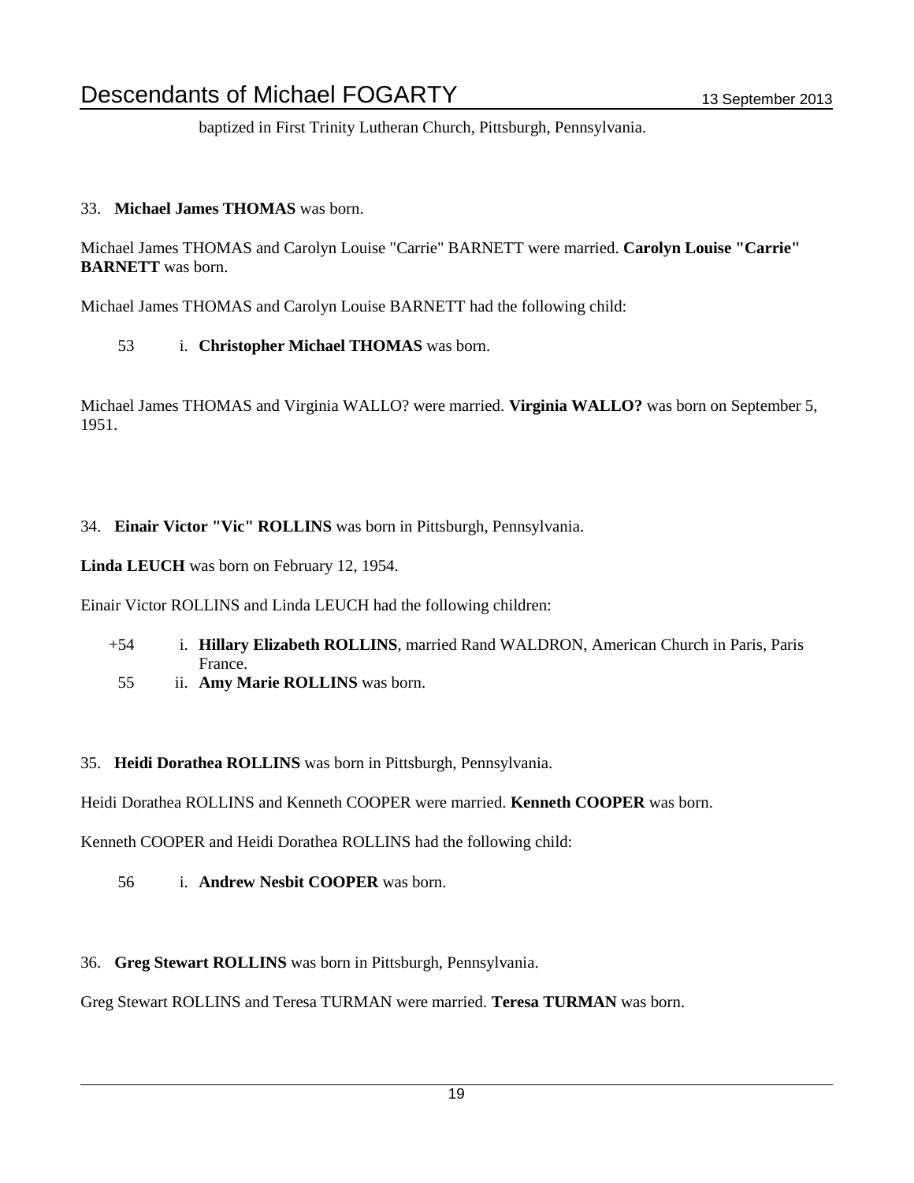baptized in First Trinity Lutheran Church, Pittsburgh, Pennsylvania.

33. **Michael James THOMAS** was born.

Michael James THOMAS and Carolyn Louise "Carrie" BARNETT were married. **Carolyn Louise "Carrie" BARNETT** was born.

Michael James THOMAS and Carolyn Louise BARNETT had the following child:

53 i. **Christopher Michael THOMAS** was born.

Michael James THOMAS and Virginia WALLO? were married. **Virginia WALLO?** was born on September 5, 1951.

34. **Einair Victor "Vic" ROLLINS** was born in Pittsburgh, Pennsylvania.

**Linda LEUCH** was born on February 12, 1954.

Einair Victor ROLLINS and Linda LEUCH had the following children:

+54 i. **Hillary Elizabeth ROLLINS**, married Rand WALDRON, American Church in Paris, Paris France.
55 ii. **Amy Marie ROLLINS** was born.

35. **Heidi Dorathea ROLLINS** was born in Pittsburgh, Pennsylvania.

Heidi Dorathea ROLLINS and Kenneth COOPER were married. **Kenneth COOPER** was born.

Kenneth COOPER and Heidi Dorathea ROLLINS had the following child:

56 i. **Andrew Nesbit COOPER** was born.

36. **Greg Stewart ROLLINS** was born in Pittsburgh, Pennsylvania.

Greg Stewart ROLLINS and Teresa TURMAN were married. **Teresa TURMAN** was born.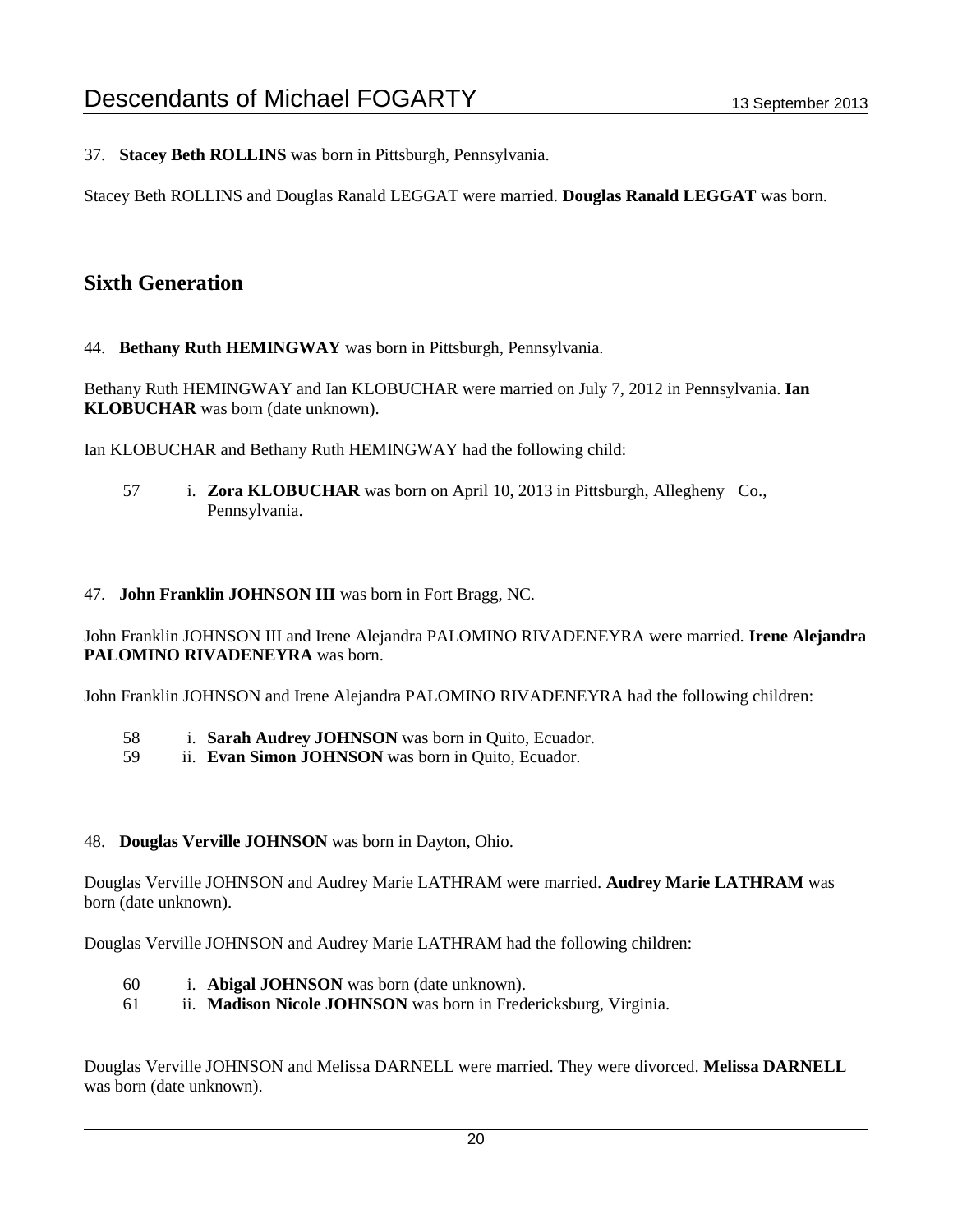37. **Stacey Beth ROLLINS** was born in Pittsburgh, Pennsylvania.

Stacey Beth ROLLINS and Douglas Ranald LEGGAT were married. **Douglas Ranald LEGGAT** was born.

## Sixth Generation

44. **Bethany Ruth HEMINGWAY** was born in Pittsburgh, Pennsylvania.

Bethany Ruth HEMINGWAY and Ian KLOBUCHAR were married on July 7, 2012 in Pennsylvania. **Ian KLOBUCHAR** was born (date unknown).

Ian KLOBUCHAR and Bethany Ruth HEMINGWAY had the following child:

57 i. **Zora KLOBUCHAR** was born on April 10, 2013 in Pittsburgh, Allegheny Co., Pennsylvania.

47. **John Franklin JOHNSON III** was born in Fort Bragg, NC.

John Franklin JOHNSON III and Irene Alejandra PALOMINO RIVADENEYRA were married. **Irene Alejandra PALOMINO RIVADENEYRA** was born.

John Franklin JOHNSON and Irene Alejandra PALOMINO RIVADENEYRA had the following children:

58 i. **Sarah Audrey JOHNSON** was born in Quito, Ecuador.
59 ii. **Evan Simon JOHNSON** was born in Quito, Ecuador.

48. **Douglas Verville JOHNSON** was born in Dayton, Ohio.

Douglas Verville JOHNSON and Audrey Marie LATHRAM were married. **Audrey Marie LATHRAM** was born (date unknown).

Douglas Verville JOHNSON and Audrey Marie LATHRAM had the following children:

60 i. **Abigal JOHNSON** was born (date unknown).
61 ii. **Madison Nicole JOHNSON** was born in Fredericksburg, Virginia.

Douglas Verville JOHNSON and Melissa DARNELL were married. They were divorced. **Melissa DARNELL** was born (date unknown).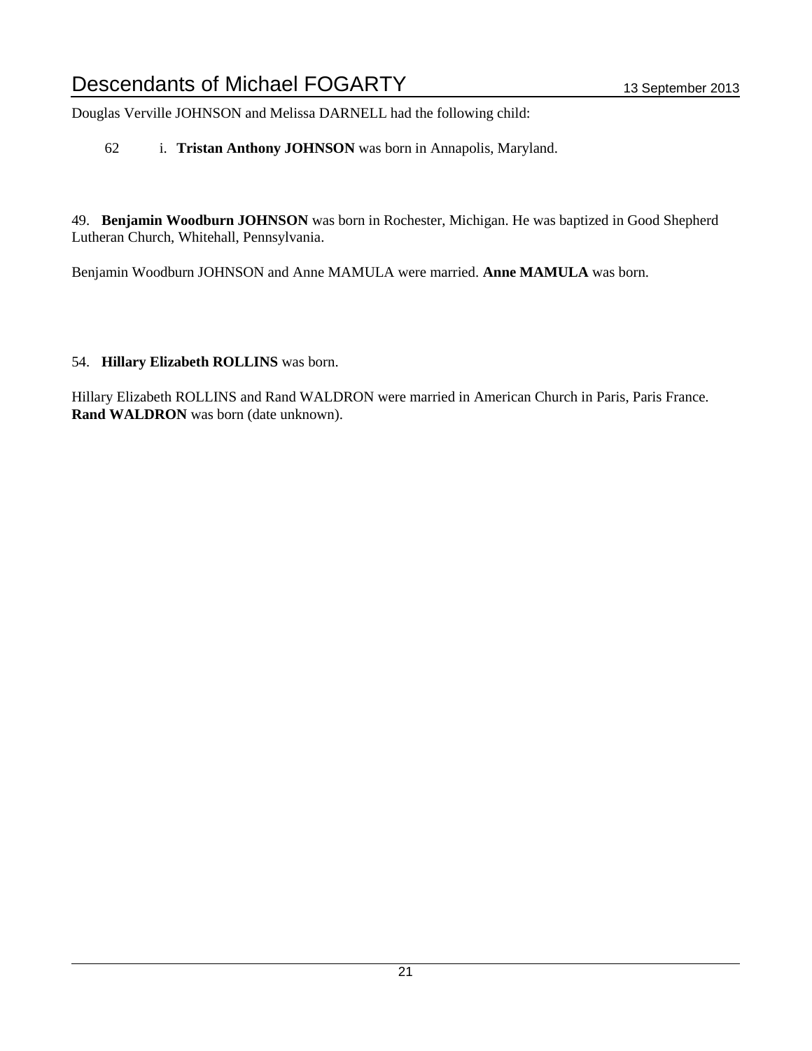Douglas Verville JOHNSON and Melissa DARNELL had the following child:

62 i. **Tristan Anthony JOHNSON** was born in Annapolis, Maryland.

49. **Benjamin Woodburn JOHNSON** was born in Rochester, Michigan. He was baptized in Good Shepherd Lutheran Church, Whitehall, Pennsylvania.

Benjamin Woodburn JOHNSON and Anne MAMULA were married. **Anne MAMULA** was born.

54. **Hillary Elizabeth ROLLINS** was born.

Hillary Elizabeth ROLLINS and Rand WALDRON were married in American Church in Paris, Paris France. **Rand WALDRON** was born (date unknown).